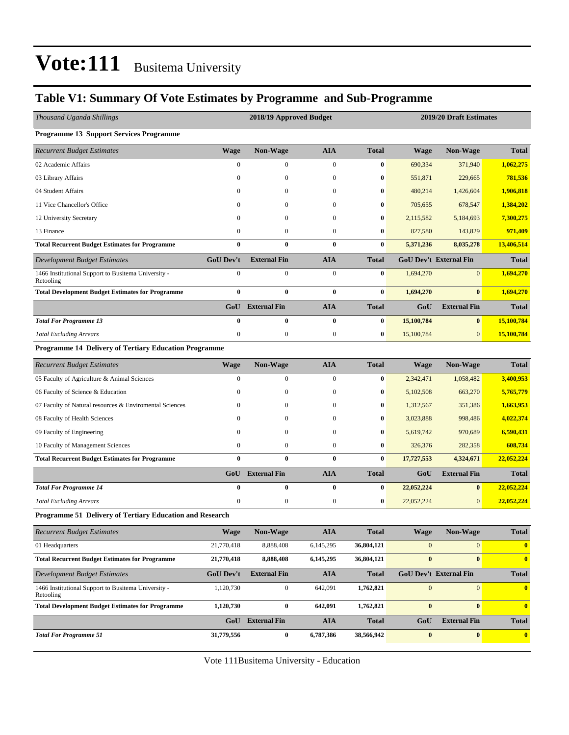# Vote:111 Busitema University

## Table V1: Summary Of Vote Estimates by Programme and Sub-Programme

| *Thousand Uganda Shillings* | 2018/19 Approved Budget | | | | 2019/20 Draft Estimates | | |
|---|---|---|---|---|---|---|---|
| **Programme 13 Support Services Programme** | | | | | | | |
| *Recurrent Budget Estimates* | **Wage** | **Non-Wage** | **AIA** | **Total** | **Wage** | **Non-Wage** | **Total** |
| 02 Academic Affairs | 0 | 0 | 0 | **0** | 690,334 | 371,940 | **1,062,275** |
| 03 Library Affairs | 0 | 0 | 0 | **0** | 551,871 | 229,665 | **781,536** |
| 04 Student Affairs | 0 | 0 | 0 | **0** | 480,214 | 1,426,604 | **1,906,818** |
| 11 Vice Chancellor's Office | 0 | 0 | 0 | **0** | 705,655 | 678,547 | **1,384,202** |
| 12 University Secretary | 0 | 0 | 0 | **0** | 2,115,582 | 5,184,693 | **7,300,275** |
| 13 Finance | 0 | 0 | 0 | **0** | 827,580 | 143,829 | **971,409** |
| **Total Recurrent Budget Estimates for Programme** | **0** | **0** | **0** | **0** | **5,371,236** | **8,035,278** | **13,406,514** |
| *Development Budget Estimates* | **GoU Dev't** | **External Fin** | **AIA** | **Total** | **GoU Dev't** | **External Fin** | **Total** |
| 1466 Institutional Support to Busitema University - Retooling | 0 | 0 | 0 | **0** | 1,694,270 | 0 | **1,694,270** |
| **Total Development Budget Estimates for Programme** | **0** | **0** | **0** | **0** | **1,694,270** | **0** | **1,694,270** |
| | **GoU** | **External Fin** | **AIA** | **Total** | **GoU** | **External Fin** | **Total** |
| ***Total For Programme 13*** | **0** | **0** | **0** | **0** | **15,100,784** | **0** | **15,100,784** |
| *Total Excluding Arrears* | 0 | 0 | 0 | **0** | 15,100,784 | 0 | **15,100,784** |
| **Programme 14 Delivery of Tertiary Education Programme** | | | | | | | |
| *Recurrent Budget Estimates* | **Wage** | **Non-Wage** | **AIA** | **Total** | **Wage** | **Non-Wage** | **Total** |
| 05 Faculty of Agriculture & Animal Sciences | 0 | 0 | 0 | **0** | 2,342,471 | 1,058,482 | **3,400,953** |
| 06 Faculty of Science & Education | 0 | 0 | 0 | **0** | 5,102,508 | 663,270 | **5,765,779** |
| 07 Faculty of Natural resources & Enviromental Sciences | 0 | 0 | 0 | **0** | 1,312,567 | 351,386 | **1,663,953** |
| 08 Faculty of Health Sciences | 0 | 0 | 0 | **0** | 3,023,888 | 998,486 | **4,022,374** |
| 09 Faculty of Engineering | 0 | 0 | 0 | **0** | 5,619,742 | 970,689 | **6,590,431** |
| 10 Faculty of Management Sciences | 0 | 0 | 0 | **0** | 326,376 | 282,358 | **608,734** |
| **Total Recurrent Budget Estimates for Programme** | **0** | **0** | **0** | **0** | **17,727,553** | **4,324,671** | **22,052,224** |
| | **GoU** | **External Fin** | **AIA** | **Total** | **GoU** | **External Fin** | **Total** |
| ***Total For Programme 14*** | **0** | **0** | **0** | **0** | **22,052,224** | **0** | **22,052,224** |
| *Total Excluding Arrears* | 0 | 0 | 0 | **0** | 22,052,224 | 0 | **22,052,224** |
| **Programme 51 Delivery of Tertiary Education and Research** | | | | | | | |
| *Recurrent Budget Estimates* | **Wage** | **Non-Wage** | **AIA** | **Total** | **Wage** | **Non-Wage** | **Total** |
| 01 Headquarters | 21,770,418 | 8,888,408 | 6,145,295 | **36,804,121** | 0 | 0 | **0** |
| **Total Recurrent Budget Estimates for Programme** | **21,770,418** | **8,888,408** | **6,145,295** | **36,804,121** | **0** | **0** | **0** |
| *Development Budget Estimates* | **GoU Dev't** | **External Fin** | **AIA** | **Total** | **GoU Dev't** | **External Fin** | **Total** |
| 1466 Institutional Support to Busitema University - Retooling | 1,120,730 | 0 | 642,091 | **1,762,821** | 0 | 0 | **0** |
| **Total Development Budget Estimates for Programme** | **1,120,730** | **0** | **642,091** | **1,762,821** | **0** | **0** | **0** |
| | **GoU** | **External Fin** | **AIA** | **Total** | **GoU** | **External Fin** | **Total** |
| ***Total For Programme 51*** | **31,779,556** | **0** | **6,787,386** | **38,566,942** | **0** | **0** | **0** |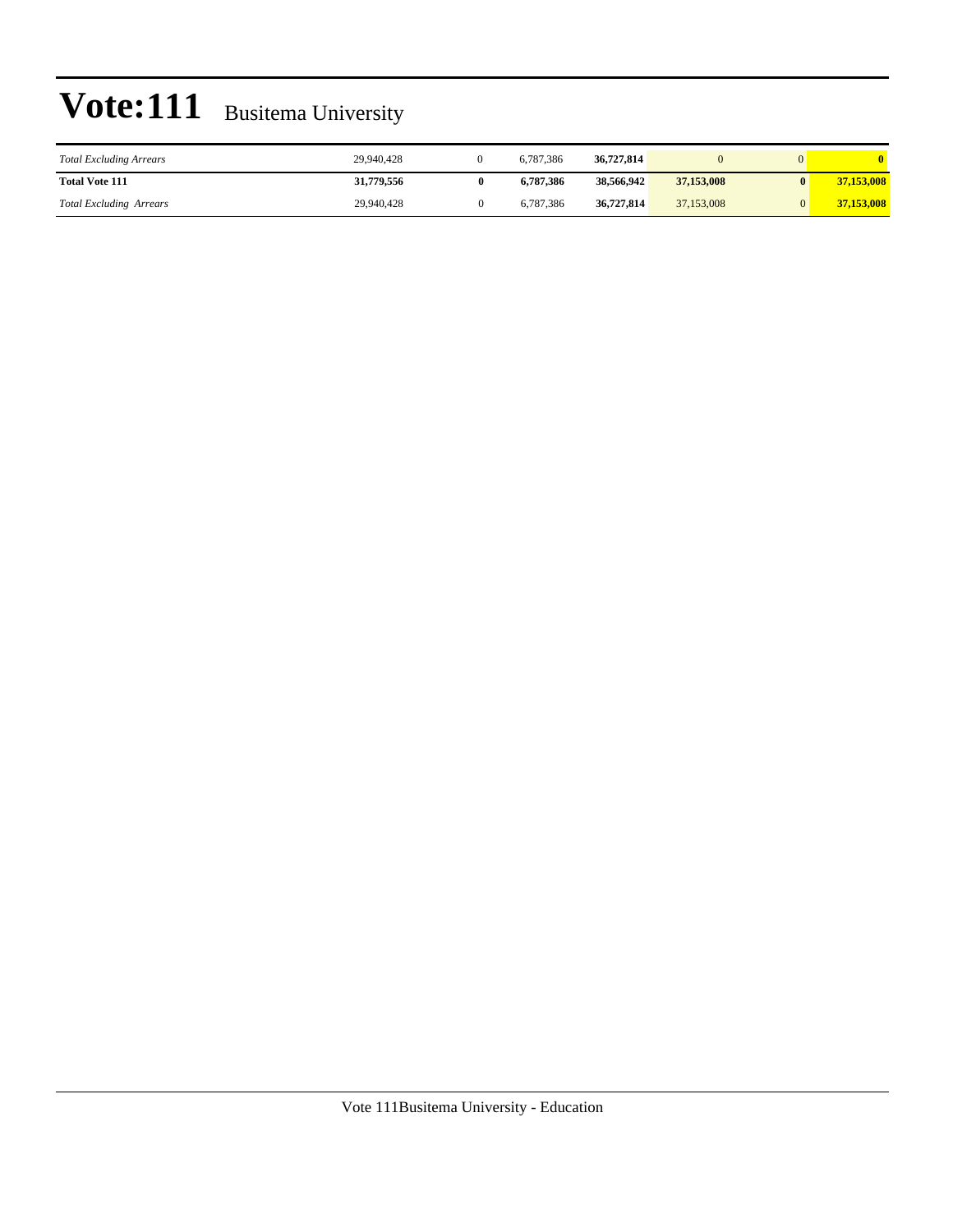# Vote:111 Busitema University

| | | | | | | | |
|---|---|---|---|---|---|---|---|
| *Total Excluding Arrears* | 29,940,428 | 0 | 6,787,386 | **36,727,814** | 0 | 0 | **0** |
| **Total Vote 111** | **31,779,556** | **0** | **6,787,386** | **38,566,942** | **37,153,008** | **0** | **37,153,008** |
| *Total Excluding Arrears* | 29,940,428 | 0 | 6,787,386 | **36,727,814** | 37,153,008 | 0 | **37,153,008** |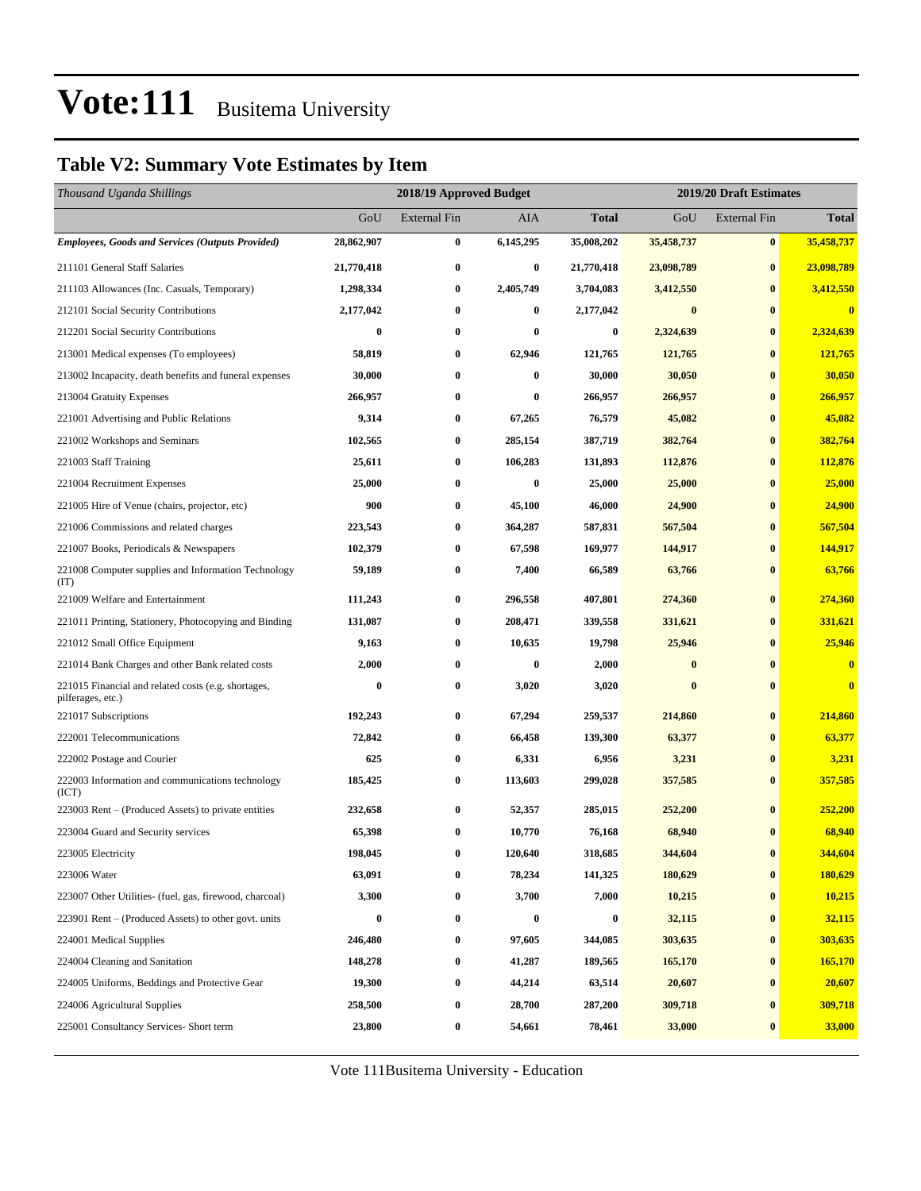# Vote:111 Busitema University

## Table V2: Summary Vote Estimates by Item

| *Thousand Uganda Shillings* | 2018/19 Approved Budget | | | | 2019/20 Draft Estimates | | |
|---|---|---|---|---|---|---|---|
| | GoU | External Fin | AIA | **Total** | GoU | External Fin | **Total** |
| ***Employees, Goods and Services (Outputs Provided)*** | **28,862,907** | **0** | **6,145,295** | **35,008,202** | **35,458,737** | **0** | **35,458,737** |
| 211101 General Staff Salaries | **21,770,418** | **0** | **0** | **21,770,418** | **23,098,789** | **0** | **23,098,789** |
| 211103 Allowances (Inc. Casuals, Temporary) | **1,298,334** | **0** | **2,405,749** | **3,704,083** | **3,412,550** | **0** | **3,412,550** |
| 212101 Social Security Contributions | **2,177,042** | **0** | **0** | **2,177,042** | **0** | **0** | **0** |
| 212201 Social Security Contributions | **0** | **0** | **0** | **0** | **2,324,639** | **0** | **2,324,639** |
| 213001 Medical expenses (To employees) | **58,819** | **0** | **62,946** | **121,765** | **121,765** | **0** | **121,765** |
| 213002 Incapacity, death benefits and funeral expenses | **30,000** | **0** | **0** | **30,000** | **30,050** | **0** | **30,050** |
| 213004 Gratuity Expenses | **266,957** | **0** | **0** | **266,957** | **266,957** | **0** | **266,957** |
| 221001 Advertising and Public Relations | **9,314** | **0** | **67,265** | **76,579** | **45,082** | **0** | **45,082** |
| 221002 Workshops and Seminars | **102,565** | **0** | **285,154** | **387,719** | **382,764** | **0** | **382,764** |
| 221003 Staff Training | **25,611** | **0** | **106,283** | **131,893** | **112,876** | **0** | **112,876** |
| 221004 Recruitment Expenses | **25,000** | **0** | **0** | **25,000** | **25,000** | **0** | **25,000** |
| 221005 Hire of Venue (chairs, projector, etc) | **900** | **0** | **45,100** | **46,000** | **24,900** | **0** | **24,900** |
| 221006 Commissions and related charges | **223,543** | **0** | **364,287** | **587,831** | **567,504** | **0** | **567,504** |
| 221007 Books, Periodicals & Newspapers | **102,379** | **0** | **67,598** | **169,977** | **144,917** | **0** | **144,917** |
| 221008 Computer supplies and Information Technology (IT) | **59,189** | **0** | **7,400** | **66,589** | **63,766** | **0** | **63,766** |
| 221009 Welfare and Entertainment | **111,243** | **0** | **296,558** | **407,801** | **274,360** | **0** | **274,360** |
| 221011 Printing, Stationery, Photocopying and Binding | **131,087** | **0** | **208,471** | **339,558** | **331,621** | **0** | **331,621** |
| 221012 Small Office Equipment | **9,163** | **0** | **10,635** | **19,798** | **25,946** | **0** | **25,946** |
| 221014 Bank Charges and other Bank related costs | **2,000** | **0** | **0** | **2,000** | **0** | **0** | **0** |
| 221015 Financial and related costs (e.g. shortages, pilferages, etc.) | **0** | **0** | **3,020** | **3,020** | **0** | **0** | **0** |
| 221017 Subscriptions | **192,243** | **0** | **67,294** | **259,537** | **214,860** | **0** | **214,860** |
| 222001 Telecommunications | **72,842** | **0** | **66,458** | **139,300** | **63,377** | **0** | **63,377** |
| 222002 Postage and Courier | **625** | **0** | **6,331** | **6,956** | **3,231** | **0** | **3,231** |
| 222003 Information and communications technology (ICT) | **185,425** | **0** | **113,603** | **299,028** | **357,585** | **0** | **357,585** |
| 223003 Rent – (Produced Assets) to private entities | **232,658** | **0** | **52,357** | **285,015** | **252,200** | **0** | **252,200** |
| 223004 Guard and Security services | **65,398** | **0** | **10,770** | **76,168** | **68,940** | **0** | **68,940** |
| 223005 Electricity | **198,045** | **0** | **120,640** | **318,685** | **344,604** | **0** | **344,604** |
| 223006 Water | **63,091** | **0** | **78,234** | **141,325** | **180,629** | **0** | **180,629** |
| 223007 Other Utilities- (fuel, gas, firewood, charcoal) | **3,300** | **0** | **3,700** | **7,000** | **10,215** | **0** | **10,215** |
| 223901 Rent – (Produced Assets) to other govt. units | **0** | **0** | **0** | **0** | **32,115** | **0** | **32,115** |
| 224001 Medical Supplies | **246,480** | **0** | **97,605** | **344,085** | **303,635** | **0** | **303,635** |
| 224004 Cleaning and Sanitation | **148,278** | **0** | **41,287** | **189,565** | **165,170** | **0** | **165,170** |
| 224005 Uniforms, Beddings and Protective Gear | **19,300** | **0** | **44,214** | **63,514** | **20,607** | **0** | **20,607** |
| 224006 Agricultural Supplies | **258,500** | **0** | **28,700** | **287,200** | **309,718** | **0** | **309,718** |
| 225001 Consultancy Services- Short term | **23,800** | **0** | **54,661** | **78,461** | **33,000** | **0** | **33,000** |

Vote 111Busitema University - Education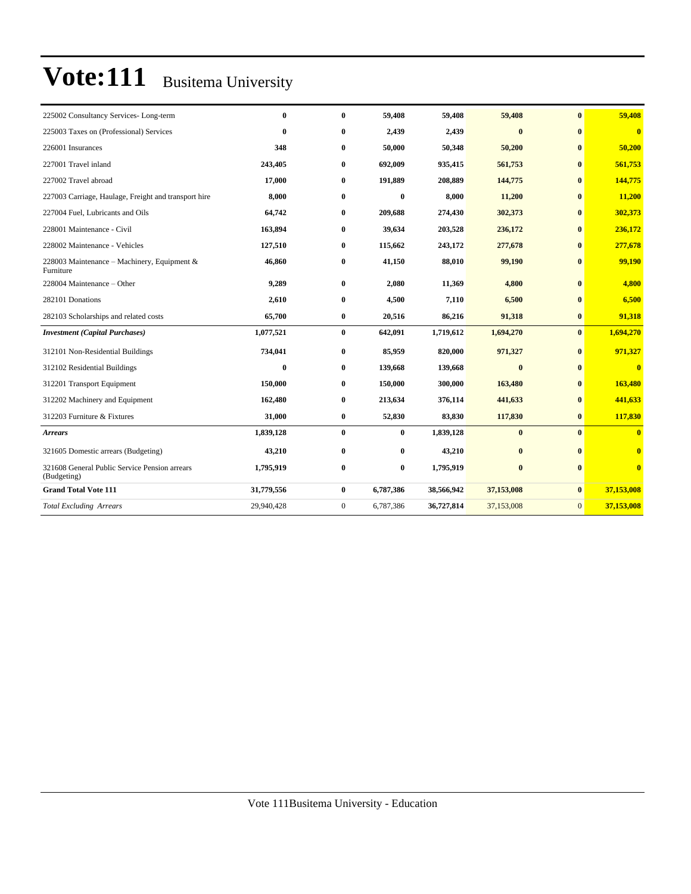# Vote:111 Busitema University

| | | | | | | | |
|---|---|---|---|---|---|---|---|
| 225002 Consultancy Services- Long-term | **0** | **0** | **59,408** | **59,408** | **59,408** | **0** | **59,408** |
| 225003 Taxes on (Professional) Services | **0** | **0** | **2,439** | **2,439** | **0** | **0** | **0** |
| 226001 Insurances | **348** | **0** | **50,000** | **50,348** | **50,200** | **0** | **50,200** |
| 227001 Travel inland | **243,405** | **0** | **692,009** | **935,415** | **561,753** | **0** | **561,753** |
| 227002 Travel abroad | **17,000** | **0** | **191,889** | **208,889** | **144,775** | **0** | **144,775** |
| 227003 Carriage, Haulage, Freight and transport hire | **8,000** | **0** | **0** | **8,000** | **11,200** | **0** | **11,200** |
| 227004 Fuel, Lubricants and Oils | **64,742** | **0** | **209,688** | **274,430** | **302,373** | **0** | **302,373** |
| 228001 Maintenance - Civil | **163,894** | **0** | **39,634** | **203,528** | **236,172** | **0** | **236,172** |
| 228002 Maintenance - Vehicles | **127,510** | **0** | **115,662** | **243,172** | **277,678** | **0** | **277,678** |
| 228003 Maintenance – Machinery, Equipment & Furniture | **46,860** | **0** | **41,150** | **88,010** | **99,190** | **0** | **99,190** |
| 228004 Maintenance – Other | **9,289** | **0** | **2,080** | **11,369** | **4,800** | **0** | **4,800** |
| 282101 Donations | **2,610** | **0** | **4,500** | **7,110** | **6,500** | **0** | **6,500** |
| 282103 Scholarships and related costs | **65,700** | **0** | **20,516** | **86,216** | **91,318** | **0** | **91,318** |
| ***Investment (Capital Purchases)*** | **1,077,521** | **0** | **642,091** | **1,719,612** | **1,694,270** | **0** | **1,694,270** |
| 312101 Non-Residential Buildings | **734,041** | **0** | **85,959** | **820,000** | **971,327** | **0** | **971,327** |
| 312102 Residential Buildings | **0** | **0** | **139,668** | **139,668** | **0** | **0** | **0** |
| 312201 Transport Equipment | **150,000** | **0** | **150,000** | **300,000** | **163,480** | **0** | **163,480** |
| 312202 Machinery and Equipment | **162,480** | **0** | **213,634** | **376,114** | **441,633** | **0** | **441,633** |
| 312203 Furniture & Fixtures | **31,000** | **0** | **52,830** | **83,830** | **117,830** | **0** | **117,830** |
| ***Arrears*** | **1,839,128** | **0** | **0** | **1,839,128** | **0** | **0** | **0** |
| 321605 Domestic arrears (Budgeting) | **43,210** | **0** | **0** | **43,210** | **0** | **0** | **0** |
| 321608 General Public Service Pension arrears (Budgeting) | **1,795,919** | **0** | **0** | **1,795,919** | **0** | **0** | **0** |
| **Grand Total Vote 111** | **31,779,556** | **0** | **6,787,386** | **38,566,942** | **37,153,008** | **0** | **37,153,008** |
| *Total Excluding Arrears* | 29,940,428 | 0 | 6,787,386 | **36,727,814** | 37,153,008 | 0 | **37,153,008** |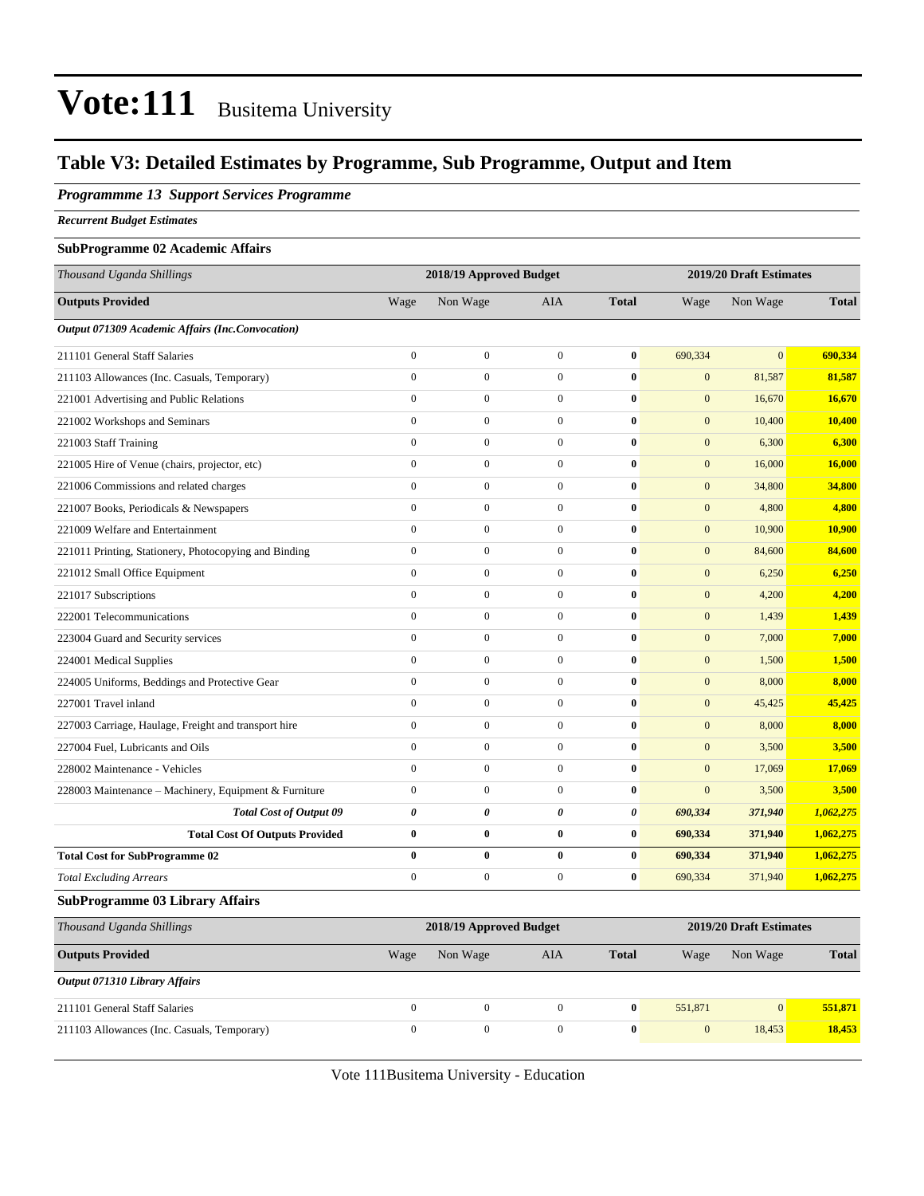# Vote:111 Busitema University

## Table V3: Detailed Estimates by Programme, Sub Programme, Output and Item

### *Programmme 13 Support Services Programme*

***Recurrent Budget Estimates***

**SubProgramme 02 Academic Affairs**

| *Thousand Uganda Shillings* | 2018/19 Approved Budget | | | | 2019/20 Draft Estimates | | |
|---|---|---|---|---|---|---|---|
| **Outputs Provided** | Wage | Non Wage | AIA | **Total** | Wage | Non Wage | **Total** |
| ***Output 071309 Academic Affairs (Inc.Convocation)*** | | | | | | | |
| 211101 General Staff Salaries | 0 | 0 | 0 | **0** | 690,334 | 0 | **690,334** |
| 211103 Allowances (Inc. Casuals, Temporary) | 0 | 0 | 0 | **0** | 0 | 81,587 | **81,587** |
| 221001 Advertising and Public Relations | 0 | 0 | 0 | **0** | 0 | 16,670 | **16,670** |
| 221002 Workshops and Seminars | 0 | 0 | 0 | **0** | 0 | 10,400 | **10,400** |
| 221003 Staff Training | 0 | 0 | 0 | **0** | 0 | 6,300 | **6,300** |
| 221005 Hire of Venue (chairs, projector, etc) | 0 | 0 | 0 | **0** | 0 | 16,000 | **16,000** |
| 221006 Commissions and related charges | 0 | 0 | 0 | **0** | 0 | 34,800 | **34,800** |
| 221007 Books, Periodicals & Newspapers | 0 | 0 | 0 | **0** | 0 | 4,800 | **4,800** |
| 221009 Welfare and Entertainment | 0 | 0 | 0 | **0** | 0 | 10,900 | **10,900** |
| 221011 Printing, Stationery, Photocopying and Binding | 0 | 0 | 0 | **0** | 0 | 84,600 | **84,600** |
| 221012 Small Office Equipment | 0 | 0 | 0 | **0** | 0 | 6,250 | **6,250** |
| 221017 Subscriptions | 0 | 0 | 0 | **0** | 0 | 4,200 | **4,200** |
| 222001 Telecommunications | 0 | 0 | 0 | **0** | 0 | 1,439 | **1,439** |
| 223004 Guard and Security services | 0 | 0 | 0 | **0** | 0 | 7,000 | **7,000** |
| 224001 Medical Supplies | 0 | 0 | 0 | **0** | 0 | 1,500 | **1,500** |
| 224005 Uniforms, Beddings and Protective Gear | 0 | 0 | 0 | **0** | 0 | 8,000 | **8,000** |
| 227001 Travel inland | 0 | 0 | 0 | **0** | 0 | 45,425 | **45,425** |
| 227003 Carriage, Haulage, Freight and transport hire | 0 | 0 | 0 | **0** | 0 | 8,000 | **8,000** |
| 227004 Fuel, Lubricants and Oils | 0 | 0 | 0 | **0** | 0 | 3,500 | **3,500** |
| 228002 Maintenance - Vehicles | 0 | 0 | 0 | **0** | 0 | 17,069 | **17,069** |
| 228003 Maintenance – Machinery, Equipment & Furniture | 0 | 0 | 0 | **0** | 0 | 3,500 | **3,500** |
| ***Total Cost of Output 09*** | ***0*** | ***0*** | ***0*** | ***0*** | ***690,334*** | ***371,940*** | ***1,062,275*** |
| **Total Cost Of Outputs Provided** | **0** | **0** | **0** | **0** | **690,334** | **371,940** | **1,062,275** |
| **Total Cost for SubProgramme 02** | **0** | **0** | **0** | **0** | **690,334** | **371,940** | **1,062,275** |
| *Total Excluding Arrears* | 0 | 0 | 0 | **0** | 690,334 | 371,940 | **1,062,275** |

**SubProgramme 03 Library Affairs**

| *Thousand Uganda Shillings* | 2018/19 Approved Budget | | | | 2019/20 Draft Estimates | | |
|---|---|---|---|---|---|---|---|
| **Outputs Provided** | Wage | Non Wage | AIA | **Total** | Wage | Non Wage | **Total** |
| ***Output 071310 Library Affairs*** | | | | | | | |
| 211101 General Staff Salaries | 0 | 0 | 0 | **0** | 551,871 | 0 | **551,871** |
| 211103 Allowances (Inc. Casuals, Temporary) | 0 | 0 | 0 | **0** | 0 | 18,453 | **18,453** |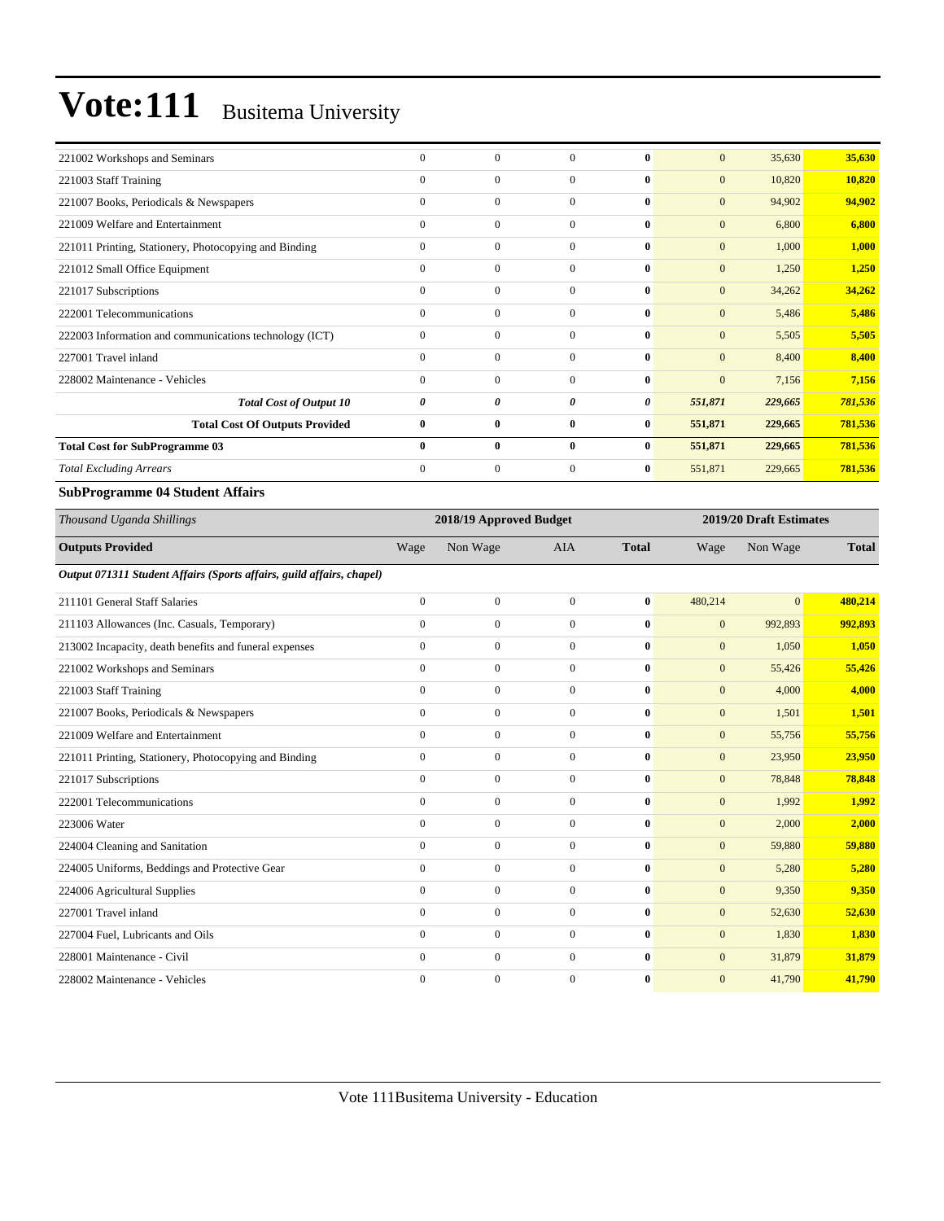| | | | | | | | |
|---|---|---|---|---|---|---|---|
| 221002 Workshops and Seminars | 0 | 0 | 0 | **0** | 0 | 35,630 | **35,630** |
| 221003 Staff Training | 0 | 0 | 0 | **0** | 0 | 10,820 | **10,820** |
| 221007 Books, Periodicals & Newspapers | 0 | 0 | 0 | **0** | 0 | 94,902 | **94,902** |
| 221009 Welfare and Entertainment | 0 | 0 | 0 | **0** | 0 | 6,800 | **6,800** |
| 221011 Printing, Stationery, Photocopying and Binding | 0 | 0 | 0 | **0** | 0 | 1,000 | **1,000** |
| 221012 Small Office Equipment | 0 | 0 | 0 | **0** | 0 | 1,250 | **1,250** |
| 221017 Subscriptions | 0 | 0 | 0 | **0** | 0 | 34,262 | **34,262** |
| 222001 Telecommunications | 0 | 0 | 0 | **0** | 0 | 5,486 | **5,486** |
| 222003 Information and communications technology (ICT) | 0 | 0 | 0 | **0** | 0 | 5,505 | **5,505** |
| 227001 Travel inland | 0 | 0 | 0 | **0** | 0 | 8,400 | **8,400** |
| 228002 Maintenance - Vehicles | 0 | 0 | 0 | **0** | 0 | 7,156 | **7,156** |
| ***Total Cost of Output 10*** | ***0*** | ***0*** | ***0*** | ***0*** | ***551,871*** | ***229,665*** | ***781,536*** |
| **Total Cost Of Outputs Provided** | **0** | **0** | **0** | **0** | **551,871** | **229,665** | **781,536** |
| **Total Cost for SubProgramme 03** | **0** | **0** | **0** | **0** | **551,871** | **229,665** | **781,536** |
| *Total Excluding Arrears* | 0 | 0 | 0 | **0** | 551,871 | 229,665 | **781,536** |

### SubProgramme 04 Student Affairs

| *Thousand Uganda Shillings* | 2018/19 Approved Budget | | | | 2019/20 Draft Estimates | | |
|---|---|---|---|---|---|---|---|
| **Outputs Provided** | Wage | Non Wage | AIA | **Total** | Wage | Non Wage | **Total** |
| ***Output 071311 Student Affairs (Sports affairs, guild affairs, chapel)*** | | | | | | | |
| 211101 General Staff Salaries | 0 | 0 | 0 | **0** | 480,214 | 0 | **480,214** |
| 211103 Allowances (Inc. Casuals, Temporary) | 0 | 0 | 0 | **0** | 0 | 992,893 | **992,893** |
| 213002 Incapacity, death benefits and funeral expenses | 0 | 0 | 0 | **0** | 0 | 1,050 | **1,050** |
| 221002 Workshops and Seminars | 0 | 0 | 0 | **0** | 0 | 55,426 | **55,426** |
| 221003 Staff Training | 0 | 0 | 0 | **0** | 0 | 4,000 | **4,000** |
| 221007 Books, Periodicals & Newspapers | 0 | 0 | 0 | **0** | 0 | 1,501 | **1,501** |
| 221009 Welfare and Entertainment | 0 | 0 | 0 | **0** | 0 | 55,756 | **55,756** |
| 221011 Printing, Stationery, Photocopying and Binding | 0 | 0 | 0 | **0** | 0 | 23,950 | **23,950** |
| 221017 Subscriptions | 0 | 0 | 0 | **0** | 0 | 78,848 | **78,848** |
| 222001 Telecommunications | 0 | 0 | 0 | **0** | 0 | 1,992 | **1,992** |
| 223006 Water | 0 | 0 | 0 | **0** | 0 | 2,000 | **2,000** |
| 224004 Cleaning and Sanitation | 0 | 0 | 0 | **0** | 0 | 59,880 | **59,880** |
| 224005 Uniforms, Beddings and Protective Gear | 0 | 0 | 0 | **0** | 0 | 5,280 | **5,280** |
| 224006 Agricultural Supplies | 0 | 0 | 0 | **0** | 0 | 9,350 | **9,350** |
| 227001 Travel inland | 0 | 0 | 0 | **0** | 0 | 52,630 | **52,630** |
| 227004 Fuel, Lubricants and Oils | 0 | 0 | 0 | **0** | 0 | 1,830 | **1,830** |
| 228001 Maintenance - Civil | 0 | 0 | 0 | **0** | 0 | 31,879 | **31,879** |
| 228002 Maintenance - Vehicles | 0 | 0 | 0 | **0** | 0 | 41,790 | **41,790** |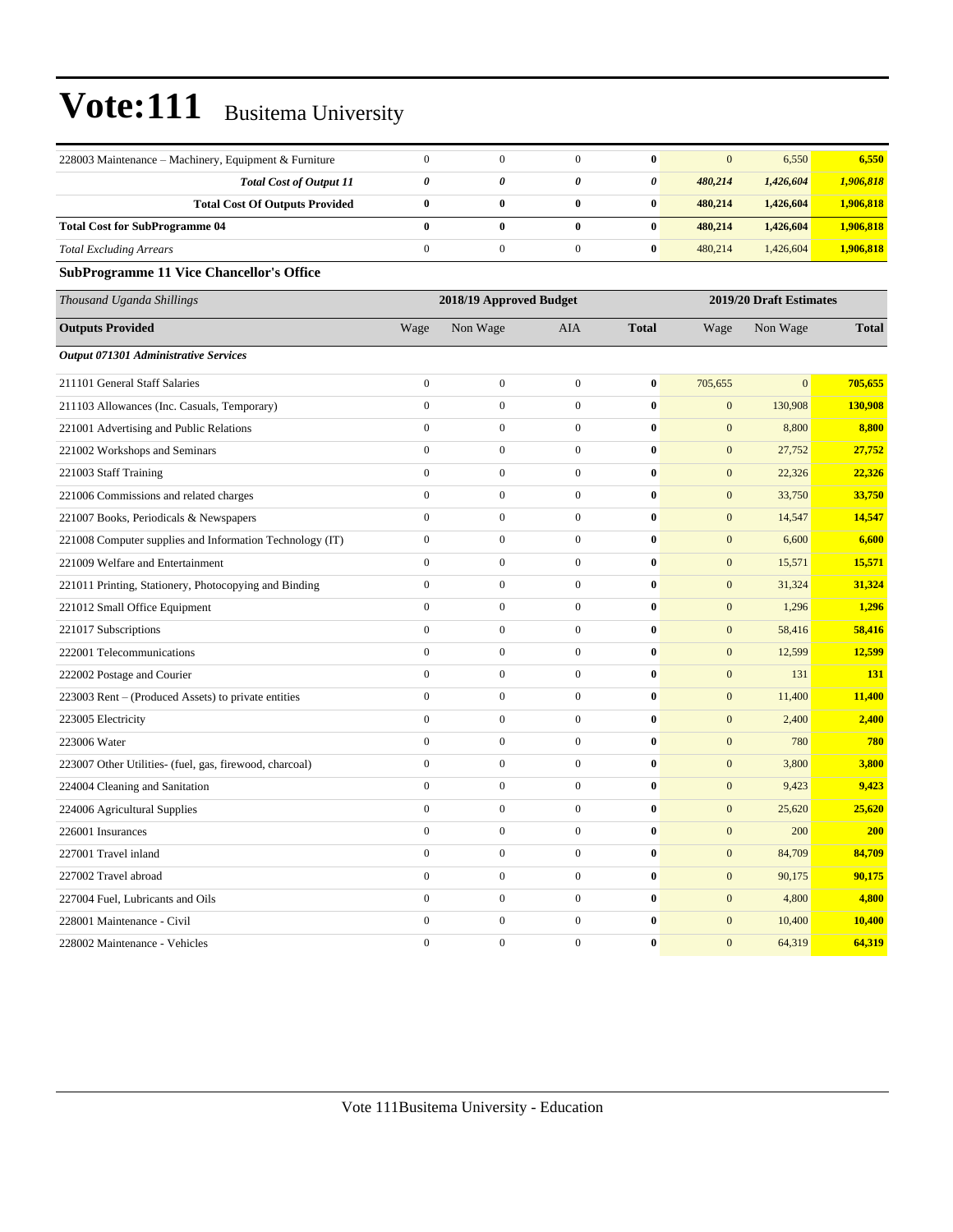# Vote:111 Busitema University

| | | | | | | | |
|---|---|---|---|---|---|---|---|
| 228003 Maintenance – Machinery, Equipment & Furniture | 0 | 0 | 0 | **0** | 0 | 6,550 | **6,550** |
| ***Total Cost of Output 11*** | ***0*** | ***0*** | ***0*** | ***0*** | ***480,214*** | ***1,426,604*** | ***1,906,818*** |
| **Total Cost Of Outputs Provided** | **0** | **0** | **0** | **0** | **480,214** | **1,426,604** | **1,906,818** |
| **Total Cost for SubProgramme 04** | **0** | **0** | **0** | **0** | **480,214** | **1,426,604** | **1,906,818** |
| *Total Excluding Arrears* | 0 | 0 | 0 | **0** | 480,214 | 1,426,604 | **1,906,818** |

### SubProgramme 11 Vice Chancellor's Office

| *Thousand Uganda Shillings* | 2018/19 Approved Budget | | | | 2019/20 Draft Estimates | | |
|---|---|---|---|---|---|---|---|
| **Outputs Provided** | Wage | Non Wage | AIA | **Total** | Wage | Non Wage | **Total** |
| ***Output 071301 Administrative Services*** | | | | | | | |
| 211101 General Staff Salaries | 0 | 0 | 0 | **0** | 705,655 | 0 | **705,655** |
| 211103 Allowances (Inc. Casuals, Temporary) | 0 | 0 | 0 | **0** | 0 | 130,908 | **130,908** |
| 221001 Advertising and Public Relations | 0 | 0 | 0 | **0** | 0 | 8,800 | **8,800** |
| 221002 Workshops and Seminars | 0 | 0 | 0 | **0** | 0 | 27,752 | **27,752** |
| 221003 Staff Training | 0 | 0 | 0 | **0** | 0 | 22,326 | **22,326** |
| 221006 Commissions and related charges | 0 | 0 | 0 | **0** | 0 | 33,750 | **33,750** |
| 221007 Books, Periodicals & Newspapers | 0 | 0 | 0 | **0** | 0 | 14,547 | **14,547** |
| 221008 Computer supplies and Information Technology (IT) | 0 | 0 | 0 | **0** | 0 | 6,600 | **6,600** |
| 221009 Welfare and Entertainment | 0 | 0 | 0 | **0** | 0 | 15,571 | **15,571** |
| 221011 Printing, Stationery, Photocopying and Binding | 0 | 0 | 0 | **0** | 0 | 31,324 | **31,324** |
| 221012 Small Office Equipment | 0 | 0 | 0 | **0** | 0 | 1,296 | **1,296** |
| 221017 Subscriptions | 0 | 0 | 0 | **0** | 0 | 58,416 | **58,416** |
| 222001 Telecommunications | 0 | 0 | 0 | **0** | 0 | 12,599 | **12,599** |
| 222002 Postage and Courier | 0 | 0 | 0 | **0** | 0 | 131 | **131** |
| 223003 Rent – (Produced Assets) to private entities | 0 | 0 | 0 | **0** | 0 | 11,400 | **11,400** |
| 223005 Electricity | 0 | 0 | 0 | **0** | 0 | 2,400 | **2,400** |
| 223006 Water | 0 | 0 | 0 | **0** | 0 | 780 | **780** |
| 223007 Other Utilities- (fuel, gas, firewood, charcoal) | 0 | 0 | 0 | **0** | 0 | 3,800 | **3,800** |
| 224004 Cleaning and Sanitation | 0 | 0 | 0 | **0** | 0 | 9,423 | **9,423** |
| 224006 Agricultural Supplies | 0 | 0 | 0 | **0** | 0 | 25,620 | **25,620** |
| 226001 Insurances | 0 | 0 | 0 | **0** | 0 | 200 | **200** |
| 227001 Travel inland | 0 | 0 | 0 | **0** | 0 | 84,709 | **84,709** |
| 227002 Travel abroad | 0 | 0 | 0 | **0** | 0 | 90,175 | **90,175** |
| 227004 Fuel, Lubricants and Oils | 0 | 0 | 0 | **0** | 0 | 4,800 | **4,800** |
| 228001 Maintenance - Civil | 0 | 0 | 0 | **0** | 0 | 10,400 | **10,400** |
| 228002 Maintenance - Vehicles | 0 | 0 | 0 | **0** | 0 | 64,319 | **64,319** |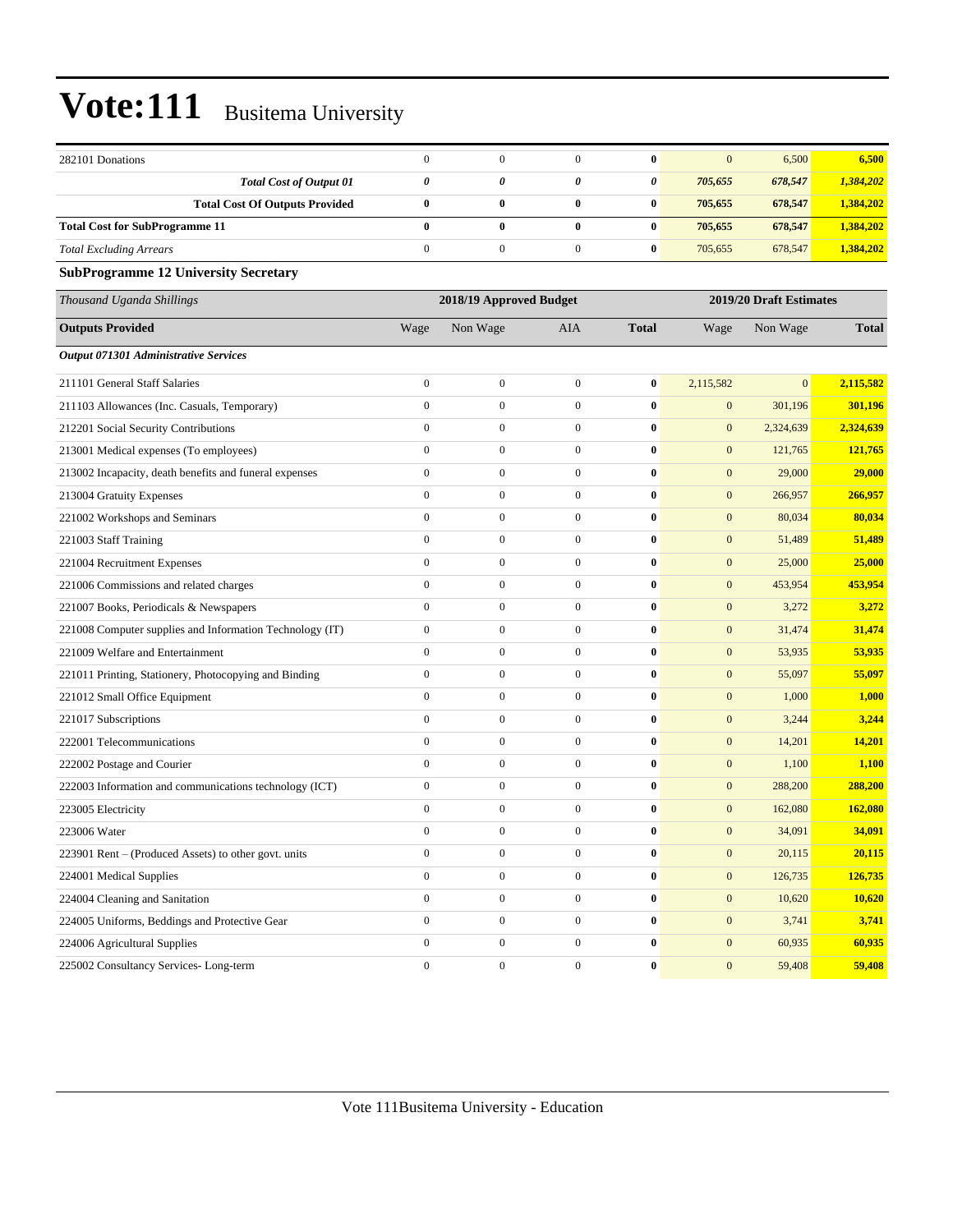| | | | | | | | |
|---|---|---|---|---|---|---|---|
| 282101 Donations | 0 | 0 | 0 | **0** | 0 | 6,500 | **6,500** |
| ***Total Cost of Output 01*** | ***0*** | ***0*** | ***0*** | ***0*** | ***705,655*** | ***678,547*** | ***1,384,202*** |
| **Total Cost Of Outputs Provided** | **0** | **0** | **0** | **0** | **705,655** | **678,547** | **1,384,202** |
| **Total Cost for SubProgramme 11** | **0** | **0** | **0** | **0** | **705,655** | **678,547** | **1,384,202** |
| *Total Excluding Arrears* | 0 | 0 | 0 | **0** | 705,655 | 678,547 | **1,384,202** |

**SubProgramme 12 University Secretary**

| *Thousand Uganda Shillings* | 2018/19 Approved Budget | | | | 2019/20 Draft Estimates | | |
|---|---|---|---|---|---|---|---|
| **Outputs Provided** | Wage | Non Wage | AIA | **Total** | Wage | Non Wage | **Total** |
| ***Output 071301 Administrative Services*** | | | | | | | |
| 211101 General Staff Salaries | 0 | 0 | 0 | **0** | 2,115,582 | 0 | **2,115,582** |
| 211103 Allowances (Inc. Casuals, Temporary) | 0 | 0 | 0 | **0** | 0 | 301,196 | **301,196** |
| 212201 Social Security Contributions | 0 | 0 | 0 | **0** | 0 | 2,324,639 | **2,324,639** |
| 213001 Medical expenses (To employees) | 0 | 0 | 0 | **0** | 0 | 121,765 | **121,765** |
| 213002 Incapacity, death benefits and funeral expenses | 0 | 0 | 0 | **0** | 0 | 29,000 | **29,000** |
| 213004 Gratuity Expenses | 0 | 0 | 0 | **0** | 0 | 266,957 | **266,957** |
| 221002 Workshops and Seminars | 0 | 0 | 0 | **0** | 0 | 80,034 | **80,034** |
| 221003 Staff Training | 0 | 0 | 0 | **0** | 0 | 51,489 | **51,489** |
| 221004 Recruitment Expenses | 0 | 0 | 0 | **0** | 0 | 25,000 | **25,000** |
| 221006 Commissions and related charges | 0 | 0 | 0 | **0** | 0 | 453,954 | **453,954** |
| 221007 Books, Periodicals & Newspapers | 0 | 0 | 0 | **0** | 0 | 3,272 | **3,272** |
| 221008 Computer supplies and Information Technology (IT) | 0 | 0 | 0 | **0** | 0 | 31,474 | **31,474** |
| 221009 Welfare and Entertainment | 0 | 0 | 0 | **0** | 0 | 53,935 | **53,935** |
| 221011 Printing, Stationery, Photocopying and Binding | 0 | 0 | 0 | **0** | 0 | 55,097 | **55,097** |
| 221012 Small Office Equipment | 0 | 0 | 0 | **0** | 0 | 1,000 | **1,000** |
| 221017 Subscriptions | 0 | 0 | 0 | **0** | 0 | 3,244 | **3,244** |
| 222001 Telecommunications | 0 | 0 | 0 | **0** | 0 | 14,201 | **14,201** |
| 222002 Postage and Courier | 0 | 0 | 0 | **0** | 0 | 1,100 | **1,100** |
| 222003 Information and communications technology (ICT) | 0 | 0 | 0 | **0** | 0 | 288,200 | **288,200** |
| 223005 Electricity | 0 | 0 | 0 | **0** | 0 | 162,080 | **162,080** |
| 223006 Water | 0 | 0 | 0 | **0** | 0 | 34,091 | **34,091** |
| 223901 Rent – (Produced Assets) to other govt. units | 0 | 0 | 0 | **0** | 0 | 20,115 | **20,115** |
| 224001 Medical Supplies | 0 | 0 | 0 | **0** | 0 | 126,735 | **126,735** |
| 224004 Cleaning and Sanitation | 0 | 0 | 0 | **0** | 0 | 10,620 | **10,620** |
| 224005 Uniforms, Beddings and Protective Gear | 0 | 0 | 0 | **0** | 0 | 3,741 | **3,741** |
| 224006 Agricultural Supplies | 0 | 0 | 0 | **0** | 0 | 60,935 | **60,935** |
| 225002 Consultancy Services- Long-term | 0 | 0 | 0 | **0** | 0 | 59,408 | **59,408** |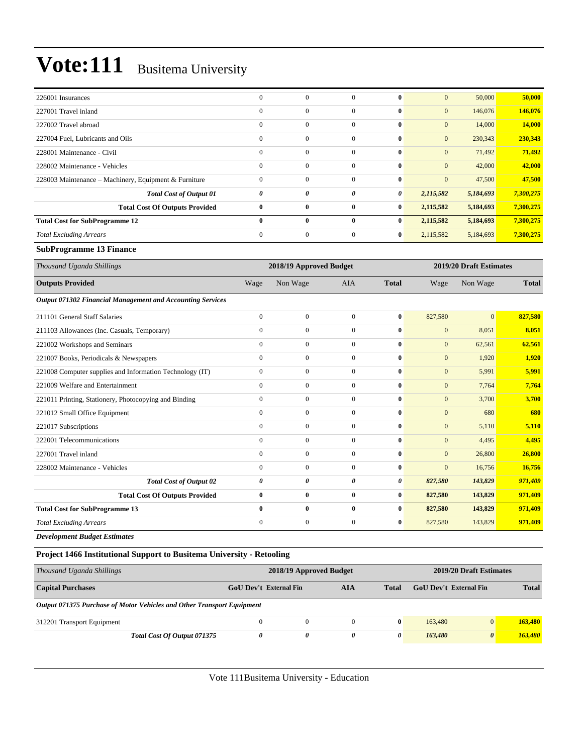# Vote:111 Busitema University

| | | | | | | | |
|---|---|---|---|---|---|---|---|
| 226001 Insurances | 0 | 0 | 0 | **0** | 0 | 50,000 | **50,000** |
| 227001 Travel inland | 0 | 0 | 0 | **0** | 0 | 146,076 | **146,076** |
| 227002 Travel abroad | 0 | 0 | 0 | **0** | 0 | 14,000 | **14,000** |
| 227004 Fuel, Lubricants and Oils | 0 | 0 | 0 | **0** | 0 | 230,343 | **230,343** |
| 228001 Maintenance - Civil | 0 | 0 | 0 | **0** | 0 | 71,492 | **71,492** |
| 228002 Maintenance - Vehicles | 0 | 0 | 0 | **0** | 0 | 42,000 | **42,000** |
| 228003 Maintenance – Machinery, Equipment & Furniture | 0 | 0 | 0 | **0** | 0 | 47,500 | **47,500** |
| ***Total Cost of Output 01*** | ***0*** | ***0*** | ***0*** | ***0*** | ***2,115,582*** | ***5,184,693*** | ***7,300,275*** |
| **Total Cost Of Outputs Provided** | **0** | **0** | **0** | **0** | **2,115,582** | **5,184,693** | **7,300,275** |
| **Total Cost for SubProgramme 12** | **0** | **0** | **0** | **0** | **2,115,582** | **5,184,693** | **7,300,275** |
| *Total Excluding Arrears* | 0 | 0 | 0 | **0** | 2,115,582 | 5,184,693 | **7,300,275** |

**SubProgramme 13 Finance**

| *Thousand Uganda Shillings* | 2018/19 Approved Budget | | | | 2019/20 Draft Estimates | | |
|---|---|---|---|---|---|---|---|
| **Outputs Provided** | Wage | Non Wage | AIA | **Total** | Wage | Non Wage | **Total** |
| ***Output 071302 Financial Management and Accounting Services*** | | | | | | | |
| 211101 General Staff Salaries | 0 | 0 | 0 | **0** | 827,580 | 0 | **827,580** |
| 211103 Allowances (Inc. Casuals, Temporary) | 0 | 0 | 0 | **0** | 0 | 8,051 | **8,051** |
| 221002 Workshops and Seminars | 0 | 0 | 0 | **0** | 0 | 62,561 | **62,561** |
| 221007 Books, Periodicals & Newspapers | 0 | 0 | 0 | **0** | 0 | 1,920 | **1,920** |
| 221008 Computer supplies and Information Technology (IT) | 0 | 0 | 0 | **0** | 0 | 5,991 | **5,991** |
| 221009 Welfare and Entertainment | 0 | 0 | 0 | **0** | 0 | 7,764 | **7,764** |
| 221011 Printing, Stationery, Photocopying and Binding | 0 | 0 | 0 | **0** | 0 | 3,700 | **3,700** |
| 221012 Small Office Equipment | 0 | 0 | 0 | **0** | 0 | 680 | **680** |
| 221017 Subscriptions | 0 | 0 | 0 | **0** | 0 | 5,110 | **5,110** |
| 222001 Telecommunications | 0 | 0 | 0 | **0** | 0 | 4,495 | **4,495** |
| 227001 Travel inland | 0 | 0 | 0 | **0** | 0 | 26,800 | **26,800** |
| 228002 Maintenance - Vehicles | 0 | 0 | 0 | **0** | 0 | 16,756 | **16,756** |
| ***Total Cost of Output 02*** | ***0*** | ***0*** | ***0*** | ***0*** | ***827,580*** | ***143,829*** | ***971,409*** |
| **Total Cost Of Outputs Provided** | **0** | **0** | **0** | **0** | **827,580** | **143,829** | **971,409** |
| **Total Cost for SubProgramme 13** | **0** | **0** | **0** | **0** | **827,580** | **143,829** | **971,409** |
| *Total Excluding Arrears* | 0 | 0 | 0 | **0** | 827,580 | 143,829 | **971,409** |

***Development Budget Estimates***

**Project 1466 Institutional Support to Busitema University - Retooling**

| *Thousand Uganda Shillings* | 2018/19 Approved Budget | | | | 2019/20 Draft Estimates | | |
|---|---|---|---|---|---|---|---|
| **Capital Purchases** | **GoU Dev't** | **External Fin** | **AIA** | **Total** | **GoU Dev't** | **External Fin** | **Total** |
| ***Output 071375 Purchase of Motor Vehicles and Other Transport Equipment*** | | | | | | | |
| 312201 Transport Equipment | 0 | 0 | 0 | **0** | 163,480 | 0 | **163,480** |
| ***Total Cost Of Output 071375*** | ***0*** | ***0*** | ***0*** | ***0*** | ***163,480*** | ***0*** | ***163,480*** |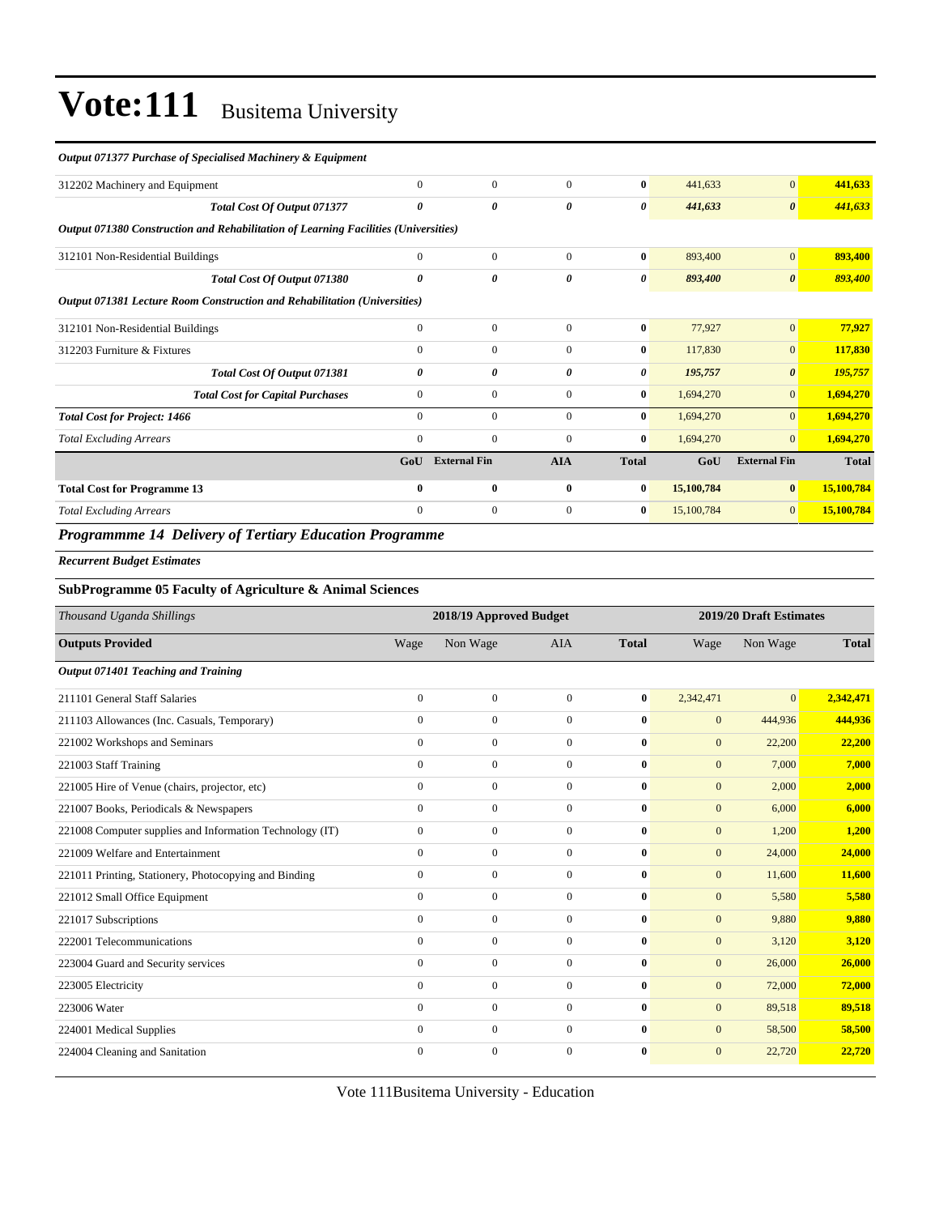# Vote:111 Busitema University

| | | | | | | | |
|---|---|---|---|---|---|---|---|
| ***Output 071377 Purchase of Specialised Machinery & Equipment*** | | | | | | | |
| 312202 Machinery and Equipment | 0 | 0 | 0 | **0** | 441,633 | 0 | **441,633** |
| ***Total Cost Of Output 071377*** | ***0*** | ***0*** | ***0*** | ***0*** | ***441,633*** | ***0*** | ***441,633*** |
| ***Output 071380 Construction and Rehabilitation of Learning Facilities (Universities)*** | | | | | | | |
| 312101 Non-Residential Buildings | 0 | 0 | 0 | **0** | 893,400 | 0 | **893,400** |
| ***Total Cost Of Output 071380*** | ***0*** | ***0*** | ***0*** | ***0*** | ***893,400*** | ***0*** | ***893,400*** |
| ***Output 071381 Lecture Room Construction and Rehabilitation (Universities)*** | | | | | | | |
| 312101 Non-Residential Buildings | 0 | 0 | 0 | **0** | 77,927 | 0 | **77,927** |
| 312203 Furniture & Fixtures | 0 | 0 | 0 | **0** | 117,830 | 0 | **117,830** |
| ***Total Cost Of Output 071381*** | ***0*** | ***0*** | ***0*** | ***0*** | ***195,757*** | ***0*** | ***195,757*** |
| ***Total Cost for Capital Purchases*** | 0 | 0 | 0 | **0** | 1,694,270 | 0 | **1,694,270** |
| ***Total Cost for Project: 1466*** | 0 | 0 | 0 | **0** | 1,694,270 | 0 | **1,694,270** |
| *Total Excluding Arrears* | 0 | 0 | 0 | **0** | 1,694,270 | 0 | **1,694,270** |
| | **GoU** | **External Fin** | **AIA** | **Total** | **GoU** | **External Fin** | **Total** |
| **Total Cost for Programme 13** | **0** | **0** | **0** | **0** | **15,100,784** | **0** | **15,100,784** |
| *Total Excluding Arrears* | 0 | 0 | 0 | **0** | 15,100,784 | 0 | **15,100,784** |

## *Programmme 14 Delivery of Tertiary Education Programme*

***Recurrent Budget Estimates***

### SubProgramme 05 Faculty of Agriculture & Animal Sciences

| *Thousand Uganda Shillings* | 2018/19 Approved Budget | | | | 2019/20 Draft Estimates | | |
|---|---|---|---|---|---|---|---|
| **Outputs Provided** | Wage | Non Wage | AIA | **Total** | Wage | Non Wage | **Total** |
| ***Output 071401 Teaching and Training*** | | | | | | | |
| 211101 General Staff Salaries | 0 | 0 | 0 | **0** | 2,342,471 | 0 | **2,342,471** |
| 211103 Allowances (Inc. Casuals, Temporary) | 0 | 0 | 0 | **0** | 0 | 444,936 | **444,936** |
| 221002 Workshops and Seminars | 0 | 0 | 0 | **0** | 0 | 22,200 | **22,200** |
| 221003 Staff Training | 0 | 0 | 0 | **0** | 0 | 7,000 | **7,000** |
| 221005 Hire of Venue (chairs, projector, etc) | 0 | 0 | 0 | **0** | 0 | 2,000 | **2,000** |
| 221007 Books, Periodicals & Newspapers | 0 | 0 | 0 | **0** | 0 | 6,000 | **6,000** |
| 221008 Computer supplies and Information Technology (IT) | 0 | 0 | 0 | **0** | 0 | 1,200 | **1,200** |
| 221009 Welfare and Entertainment | 0 | 0 | 0 | **0** | 0 | 24,000 | **24,000** |
| 221011 Printing, Stationery, Photocopying and Binding | 0 | 0 | 0 | **0** | 0 | 11,600 | **11,600** |
| 221012 Small Office Equipment | 0 | 0 | 0 | **0** | 0 | 5,580 | **5,580** |
| 221017 Subscriptions | 0 | 0 | 0 | **0** | 0 | 9,880 | **9,880** |
| 222001 Telecommunications | 0 | 0 | 0 | **0** | 0 | 3,120 | **3,120** |
| 223004 Guard and Security services | 0 | 0 | 0 | **0** | 0 | 26,000 | **26,000** |
| 223005 Electricity | 0 | 0 | 0 | **0** | 0 | 72,000 | **72,000** |
| 223006 Water | 0 | 0 | 0 | **0** | 0 | 89,518 | **89,518** |
| 224001 Medical Supplies | 0 | 0 | 0 | **0** | 0 | 58,500 | **58,500** |
| 224004 Cleaning and Sanitation | 0 | 0 | 0 | **0** | 0 | 22,720 | **22,720** |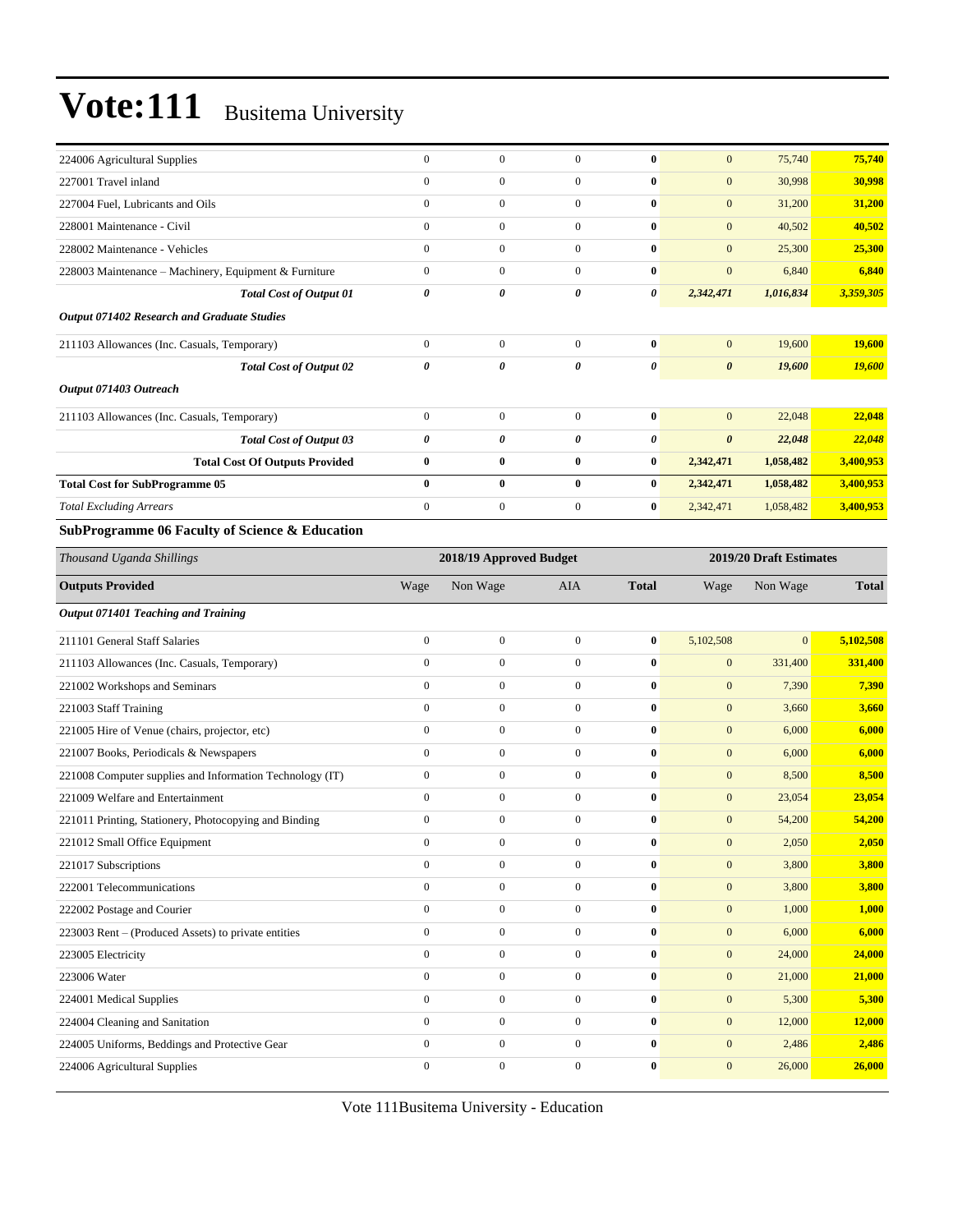| | | | | | | | |
|---|---|---|---|---|---|---|---|
| 224006 Agricultural Supplies | 0 | 0 | 0 | **0** | 0 | 75,740 | **75,740** |
| 227001 Travel inland | 0 | 0 | 0 | **0** | 0 | 30,998 | **30,998** |
| 227004 Fuel, Lubricants and Oils | 0 | 0 | 0 | **0** | 0 | 31,200 | **31,200** |
| 228001 Maintenance - Civil | 0 | 0 | 0 | **0** | 0 | 40,502 | **40,502** |
| 228002 Maintenance - Vehicles | 0 | 0 | 0 | **0** | 0 | 25,300 | **25,300** |
| 228003 Maintenance – Machinery, Equipment & Furniture | 0 | 0 | 0 | **0** | 0 | 6,840 | **6,840** |
| ***Total Cost of Output 01*** | ***0*** | ***0*** | ***0*** | ***0*** | ***2,342,471*** | ***1,016,834*** | ***3,359,305*** |
| ***Output 071402 Research and Graduate Studies*** | | | | | | | |
| 211103 Allowances (Inc. Casuals, Temporary) | 0 | 0 | 0 | **0** | 0 | 19,600 | **19,600** |
| ***Total Cost of Output 02*** | ***0*** | ***0*** | ***0*** | ***0*** | ***0*** | ***19,600*** | ***19,600*** |
| ***Output 071403 Outreach*** | | | | | | | |
| 211103 Allowances (Inc. Casuals, Temporary) | 0 | 0 | 0 | **0** | 0 | 22,048 | **22,048** |
| ***Total Cost of Output 03*** | ***0*** | ***0*** | ***0*** | ***0*** | ***0*** | ***22,048*** | ***22,048*** |
| **Total Cost Of Outputs Provided** | **0** | **0** | **0** | **0** | **2,342,471** | **1,058,482** | **3,400,953** |
| **Total Cost for SubProgramme 05** | **0** | **0** | **0** | **0** | **2,342,471** | **1,058,482** | **3,400,953** |
| *Total Excluding Arrears* | 0 | 0 | 0 | **0** | 2,342,471 | 1,058,482 | **3,400,953** |

**SubProgramme 06 Faculty of Science & Education**

| *Thousand Uganda Shillings* | 2018/19 Approved Budget | | | | 2019/20 Draft Estimates | | |
|---|---|---|---|---|---|---|---|
| **Outputs Provided** | Wage | Non Wage | AIA | **Total** | Wage | Non Wage | **Total** |
| ***Output 071401 Teaching and Training*** | | | | | | | |
| 211101 General Staff Salaries | 0 | 0 | 0 | **0** | 5,102,508 | 0 | **5,102,508** |
| 211103 Allowances (Inc. Casuals, Temporary) | 0 | 0 | 0 | **0** | 0 | 331,400 | **331,400** |
| 221002 Workshops and Seminars | 0 | 0 | 0 | **0** | 0 | 7,390 | **7,390** |
| 221003 Staff Training | 0 | 0 | 0 | **0** | 0 | 3,660 | **3,660** |
| 221005 Hire of Venue (chairs, projector, etc) | 0 | 0 | 0 | **0** | 0 | 6,000 | **6,000** |
| 221007 Books, Periodicals & Newspapers | 0 | 0 | 0 | **0** | 0 | 6,000 | **6,000** |
| 221008 Computer supplies and Information Technology (IT) | 0 | 0 | 0 | **0** | 0 | 8,500 | **8,500** |
| 221009 Welfare and Entertainment | 0 | 0 | 0 | **0** | 0 | 23,054 | **23,054** |
| 221011 Printing, Stationery, Photocopying and Binding | 0 | 0 | 0 | **0** | 0 | 54,200 | **54,200** |
| 221012 Small Office Equipment | 0 | 0 | 0 | **0** | 0 | 2,050 | **2,050** |
| 221017 Subscriptions | 0 | 0 | 0 | **0** | 0 | 3,800 | **3,800** |
| 222001 Telecommunications | 0 | 0 | 0 | **0** | 0 | 3,800 | **3,800** |
| 222002 Postage and Courier | 0 | 0 | 0 | **0** | 0 | 1,000 | **1,000** |
| 223003 Rent – (Produced Assets) to private entities | 0 | 0 | 0 | **0** | 0 | 6,000 | **6,000** |
| 223005 Electricity | 0 | 0 | 0 | **0** | 0 | 24,000 | **24,000** |
| 223006 Water | 0 | 0 | 0 | **0** | 0 | 21,000 | **21,000** |
| 224001 Medical Supplies | 0 | 0 | 0 | **0** | 0 | 5,300 | **5,300** |
| 224004 Cleaning and Sanitation | 0 | 0 | 0 | **0** | 0 | 12,000 | **12,000** |
| 224005 Uniforms, Beddings and Protective Gear | 0 | 0 | 0 | **0** | 0 | 2,486 | **2,486** |
| 224006 Agricultural Supplies | 0 | 0 | 0 | **0** | 0 | 26,000 | **26,000** |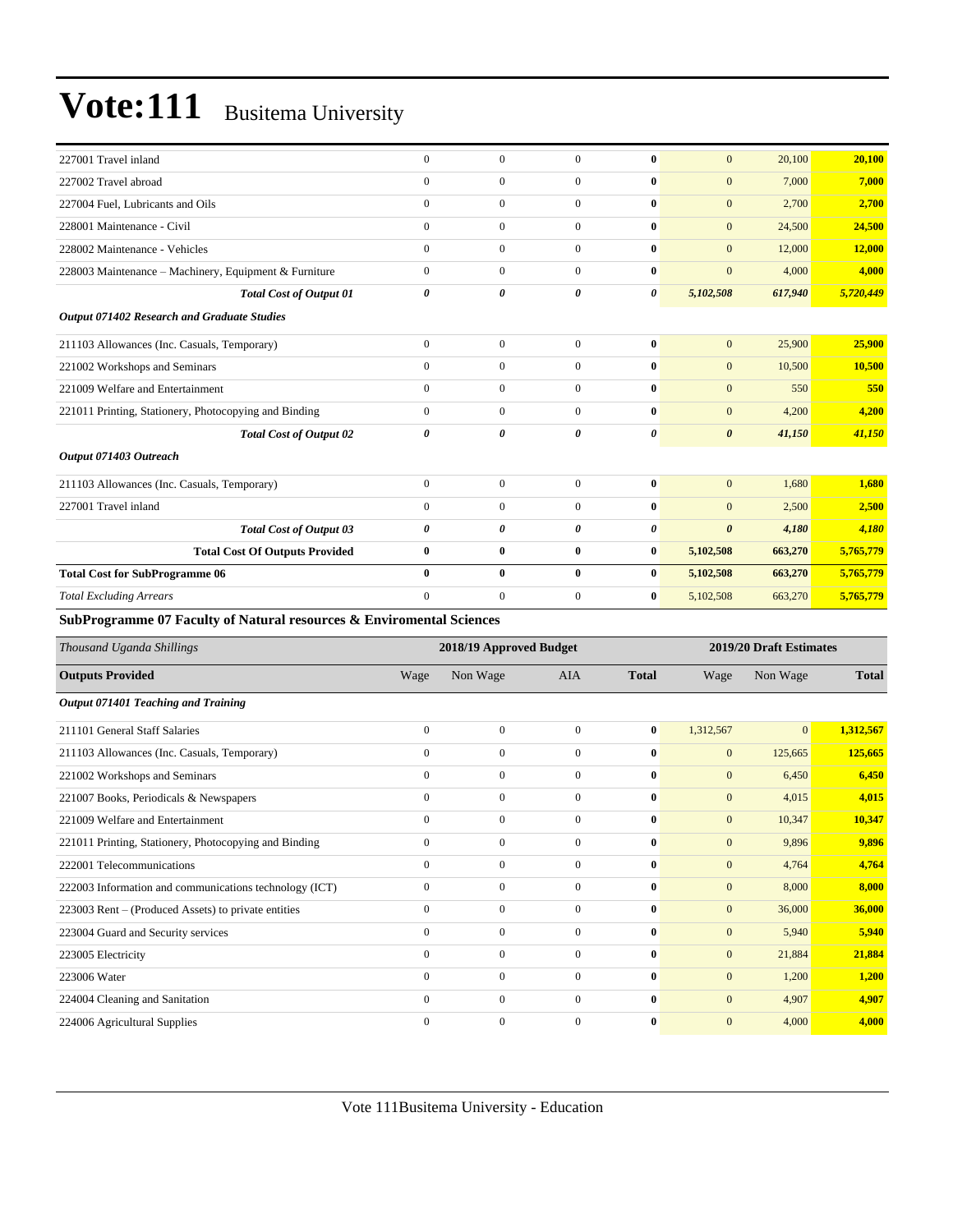| | | | | | | | |
|---|---|---|---|---|---|---|---|
| 227001 Travel inland | 0 | 0 | 0 | **0** | 0 | 20,100 | **20,100** |
| 227002 Travel abroad | 0 | 0 | 0 | **0** | 0 | 7,000 | **7,000** |
| 227004 Fuel, Lubricants and Oils | 0 | 0 | 0 | **0** | 0 | 2,700 | **2,700** |
| 228001 Maintenance - Civil | 0 | 0 | 0 | **0** | 0 | 24,500 | **24,500** |
| 228002 Maintenance - Vehicles | 0 | 0 | 0 | **0** | 0 | 12,000 | **12,000** |
| 228003 Maintenance – Machinery, Equipment & Furniture | 0 | 0 | 0 | **0** | 0 | 4,000 | **4,000** |
| ***Total Cost of Output 01*** | ***0*** | ***0*** | ***0*** | ***0*** | ***5,102,508*** | ***617,940*** | ***5,720,449*** |
| ***Output 071402 Research and Graduate Studies*** | | | | | | | |
| 211103 Allowances (Inc. Casuals, Temporary) | 0 | 0 | 0 | **0** | 0 | 25,900 | **25,900** |
| 221002 Workshops and Seminars | 0 | 0 | 0 | **0** | 0 | 10,500 | **10,500** |
| 221009 Welfare and Entertainment | 0 | 0 | 0 | **0** | 0 | 550 | **550** |
| 221011 Printing, Stationery, Photocopying and Binding | 0 | 0 | 0 | **0** | 0 | 4,200 | **4,200** |
| ***Total Cost of Output 02*** | ***0*** | ***0*** | ***0*** | ***0*** | ***0*** | ***41,150*** | ***41,150*** |
| ***Output 071403 Outreach*** | | | | | | | |
| 211103 Allowances (Inc. Casuals, Temporary) | 0 | 0 | 0 | **0** | 0 | 1,680 | **1,680** |
| 227001 Travel inland | 0 | 0 | 0 | **0** | 0 | 2,500 | **2,500** |
| ***Total Cost of Output 03*** | ***0*** | ***0*** | ***0*** | ***0*** | ***0*** | ***4,180*** | ***4,180*** |
| **Total Cost Of Outputs Provided** | **0** | **0** | **0** | **0** | **5,102,508** | **663,270** | **5,765,779** |
| **Total Cost for SubProgramme 06** | **0** | **0** | **0** | **0** | **5,102,508** | **663,270** | **5,765,779** |
| *Total Excluding Arrears* | 0 | 0 | 0 | **0** | 5,102,508 | 663,270 | **5,765,779** |

**SubProgramme 07 Faculty of Natural resources & Enviromental Sciences**

| *Thousand Uganda Shillings* | 2018/19 Approved Budget | | | | 2019/20 Draft Estimates | | |
|---|---|---|---|---|---|---|---|
| **Outputs Provided** | Wage | Non Wage | AIA | **Total** | Wage | Non Wage | **Total** |
| ***Output 071401 Teaching and Training*** | | | | | | | |
| 211101 General Staff Salaries | 0 | 0 | 0 | **0** | 1,312,567 | 0 | **1,312,567** |
| 211103 Allowances (Inc. Casuals, Temporary) | 0 | 0 | 0 | **0** | 0 | 125,665 | **125,665** |
| 221002 Workshops and Seminars | 0 | 0 | 0 | **0** | 0 | 6,450 | **6,450** |
| 221007 Books, Periodicals & Newspapers | 0 | 0 | 0 | **0** | 0 | 4,015 | **4,015** |
| 221009 Welfare and Entertainment | 0 | 0 | 0 | **0** | 0 | 10,347 | **10,347** |
| 221011 Printing, Stationery, Photocopying and Binding | 0 | 0 | 0 | **0** | 0 | 9,896 | **9,896** |
| 222001 Telecommunications | 0 | 0 | 0 | **0** | 0 | 4,764 | **4,764** |
| 222003 Information and communications technology (ICT) | 0 | 0 | 0 | **0** | 0 | 8,000 | **8,000** |
| 223003 Rent – (Produced Assets) to private entities | 0 | 0 | 0 | **0** | 0 | 36,000 | **36,000** |
| 223004 Guard and Security services | 0 | 0 | 0 | **0** | 0 | 5,940 | **5,940** |
| 223005 Electricity | 0 | 0 | 0 | **0** | 0 | 21,884 | **21,884** |
| 223006 Water | 0 | 0 | 0 | **0** | 0 | 1,200 | **1,200** |
| 224004 Cleaning and Sanitation | 0 | 0 | 0 | **0** | 0 | 4,907 | **4,907** |
| 224006 Agricultural Supplies | 0 | 0 | 0 | **0** | 0 | 4,000 | **4,000** |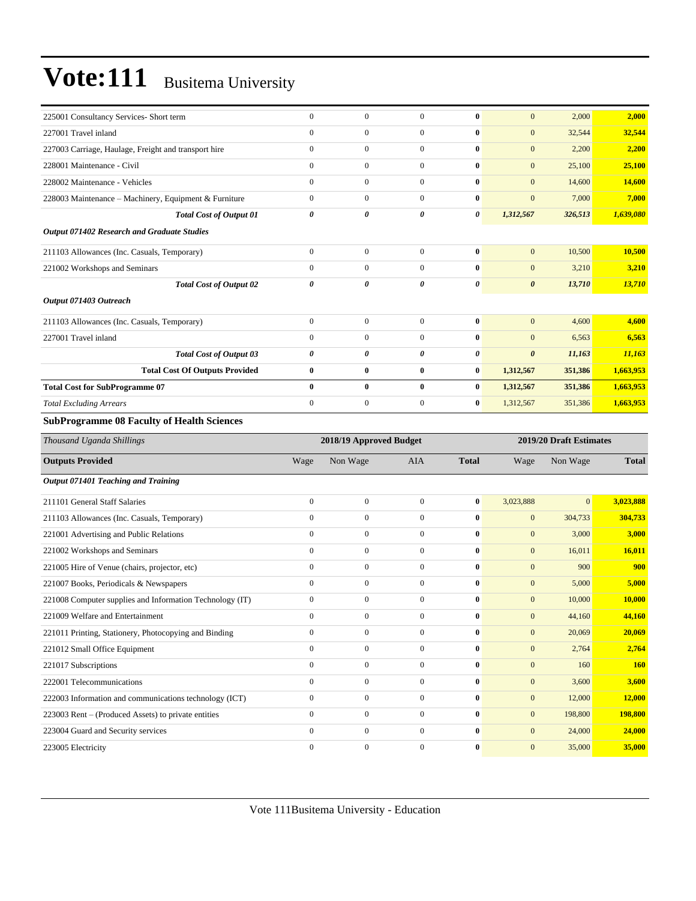| | | | | | | | |
|---|---|---|---|---|---|---|---|
| 225001 Consultancy Services- Short term | 0 | 0 | 0 | **0** | 0 | 2,000 | **2,000** |
| 227001 Travel inland | 0 | 0 | 0 | **0** | 0 | 32,544 | **32,544** |
| 227003 Carriage, Haulage, Freight and transport hire | 0 | 0 | 0 | **0** | 0 | 2,200 | **2,200** |
| 228001 Maintenance - Civil | 0 | 0 | 0 | **0** | 0 | 25,100 | **25,100** |
| 228002 Maintenance - Vehicles | 0 | 0 | 0 | **0** | 0 | 14,600 | **14,600** |
| 228003 Maintenance – Machinery, Equipment & Furniture | 0 | 0 | 0 | **0** | 0 | 7,000 | **7,000** |
| ***Total Cost of Output 01*** | ***0*** | ***0*** | ***0*** | ***0*** | ***1,312,567*** | ***326,513*** | ***1,639,080*** |
| ***Output 071402 Research and Graduate Studies*** | | | | | | | |
| 211103 Allowances (Inc. Casuals, Temporary) | 0 | 0 | 0 | **0** | 0 | 10,500 | **10,500** |
| 221002 Workshops and Seminars | 0 | 0 | 0 | **0** | 0 | 3,210 | **3,210** |
| ***Total Cost of Output 02*** | ***0*** | ***0*** | ***0*** | ***0*** | ***0*** | ***13,710*** | ***13,710*** |
| ***Output 071403 Outreach*** | | | | | | | |
| 211103 Allowances (Inc. Casuals, Temporary) | 0 | 0 | 0 | **0** | 0 | 4,600 | **4,600** |
| 227001 Travel inland | 0 | 0 | 0 | **0** | 0 | 6,563 | **6,563** |
| ***Total Cost of Output 03*** | ***0*** | ***0*** | ***0*** | ***0*** | ***0*** | ***11,163*** | ***11,163*** |
| **Total Cost Of Outputs Provided** | **0** | **0** | **0** | **0** | **1,312,567** | **351,386** | **1,663,953** |
| **Total Cost for SubProgramme 07** | **0** | **0** | **0** | **0** | **1,312,567** | **351,386** | **1,663,953** |
| *Total Excluding Arrears* | 0 | 0 | 0 | **0** | 1,312,567 | 351,386 | **1,663,953** |

### SubProgramme 08 Faculty of Health Sciences

| *Thousand Uganda Shillings* | 2018/19 Approved Budget | | | | 2019/20 Draft Estimates | | |
|---|---|---|---|---|---|---|---|
| **Outputs Provided** | Wage | Non Wage | AIA | **Total** | Wage | Non Wage | **Total** |
| ***Output 071401 Teaching and Training*** | | | | | | | |
| 211101 General Staff Salaries | 0 | 0 | 0 | **0** | 3,023,888 | 0 | **3,023,888** |
| 211103 Allowances (Inc. Casuals, Temporary) | 0 | 0 | 0 | **0** | 0 | 304,733 | **304,733** |
| 221001 Advertising and Public Relations | 0 | 0 | 0 | **0** | 0 | 3,000 | **3,000** |
| 221002 Workshops and Seminars | 0 | 0 | 0 | **0** | 0 | 16,011 | **16,011** |
| 221005 Hire of Venue (chairs, projector, etc) | 0 | 0 | 0 | **0** | 0 | 900 | **900** |
| 221007 Books, Periodicals & Newspapers | 0 | 0 | 0 | **0** | 0 | 5,000 | **5,000** |
| 221008 Computer supplies and Information Technology (IT) | 0 | 0 | 0 | **0** | 0 | 10,000 | **10,000** |
| 221009 Welfare and Entertainment | 0 | 0 | 0 | **0** | 0 | 44,160 | **44,160** |
| 221011 Printing, Stationery, Photocopying and Binding | 0 | 0 | 0 | **0** | 0 | 20,069 | **20,069** |
| 221012 Small Office Equipment | 0 | 0 | 0 | **0** | 0 | 2,764 | **2,764** |
| 221017 Subscriptions | 0 | 0 | 0 | **0** | 0 | 160 | **160** |
| 222001 Telecommunications | 0 | 0 | 0 | **0** | 0 | 3,600 | **3,600** |
| 222003 Information and communications technology (ICT) | 0 | 0 | 0 | **0** | 0 | 12,000 | **12,000** |
| 223003 Rent – (Produced Assets) to private entities | 0 | 0 | 0 | **0** | 0 | 198,800 | **198,800** |
| 223004 Guard and Security services | 0 | 0 | 0 | **0** | 0 | 24,000 | **24,000** |
| 223005 Electricity | 0 | 0 | 0 | **0** | 0 | 35,000 | **35,000** |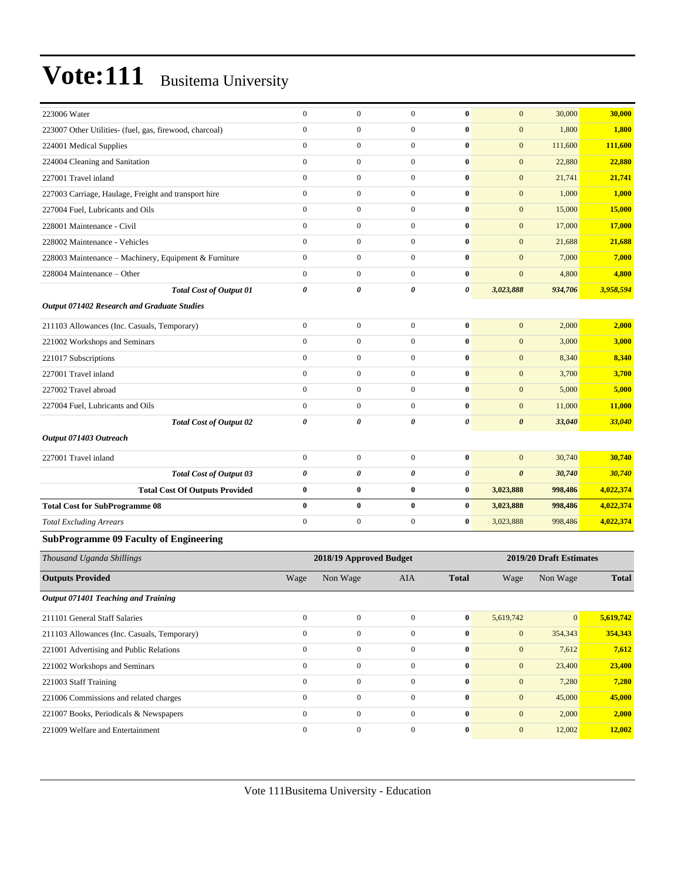| | | | | | | | |
|---|---|---|---|---|---|---|---|
| 223006 Water | 0 | 0 | 0 | **0** | 0 | 30,000 | **30,000** |
| 223007 Other Utilities- (fuel, gas, firewood, charcoal) | 0 | 0 | 0 | **0** | 0 | 1,800 | **1,800** |
| 224001 Medical Supplies | 0 | 0 | 0 | **0** | 0 | 111,600 | **111,600** |
| 224004 Cleaning and Sanitation | 0 | 0 | 0 | **0** | 0 | 22,880 | **22,880** |
| 227001 Travel inland | 0 | 0 | 0 | **0** | 0 | 21,741 | **21,741** |
| 227003 Carriage, Haulage, Freight and transport hire | 0 | 0 | 0 | **0** | 0 | 1,000 | **1,000** |
| 227004 Fuel, Lubricants and Oils | 0 | 0 | 0 | **0** | 0 | 15,000 | **15,000** |
| 228001 Maintenance - Civil | 0 | 0 | 0 | **0** | 0 | 17,000 | **17,000** |
| 228002 Maintenance - Vehicles | 0 | 0 | 0 | **0** | 0 | 21,688 | **21,688** |
| 228003 Maintenance – Machinery, Equipment & Furniture | 0 | 0 | 0 | **0** | 0 | 7,000 | **7,000** |
| 228004 Maintenance – Other | 0 | 0 | 0 | **0** | 0 | 4,800 | **4,800** |
| ***Total Cost of Output 01*** | ***0*** | ***0*** | ***0*** | ***0*** | ***3,023,888*** | ***934,706*** | ***3,958,594*** |
| ***Output 071402 Research and Graduate Studies*** | | | | | | | |
| 211103 Allowances (Inc. Casuals, Temporary) | 0 | 0 | 0 | **0** | 0 | 2,000 | **2,000** |
| 221002 Workshops and Seminars | 0 | 0 | 0 | **0** | 0 | 3,000 | **3,000** |
| 221017 Subscriptions | 0 | 0 | 0 | **0** | 0 | 8,340 | **8,340** |
| 227001 Travel inland | 0 | 0 | 0 | **0** | 0 | 3,700 | **3,700** |
| 227002 Travel abroad | 0 | 0 | 0 | **0** | 0 | 5,000 | **5,000** |
| 227004 Fuel, Lubricants and Oils | 0 | 0 | 0 | **0** | 0 | 11,000 | **11,000** |
| ***Total Cost of Output 02*** | ***0*** | ***0*** | ***0*** | ***0*** | ***0*** | ***33,040*** | ***33,040*** |
| ***Output 071403 Outreach*** | | | | | | | |
| 227001 Travel inland | 0 | 0 | 0 | **0** | 0 | 30,740 | **30,740** |
| ***Total Cost of Output 03*** | ***0*** | ***0*** | ***0*** | ***0*** | ***0*** | ***30,740*** | ***30,740*** |
| **Total Cost Of Outputs Provided** | **0** | **0** | **0** | **0** | **3,023,888** | **998,486** | **4,022,374** |
| **Total Cost for SubProgramme 08** | **0** | **0** | **0** | **0** | **3,023,888** | **998,486** | **4,022,374** |
| *Total Excluding Arrears* | 0 | 0 | 0 | **0** | 3,023,888 | 998,486 | **4,022,374** |

### SubProgramme 09 Faculty of Engineering

| *Thousand Uganda Shillings* | 2018/19 Approved Budget | | | | 2019/20 Draft Estimates | | |
|---|---|---|---|---|---|---|---|
| **Outputs Provided** | Wage | Non Wage | AIA | **Total** | Wage | Non Wage | **Total** |
| ***Output 071401 Teaching and Training*** | | | | | | | |
| 211101 General Staff Salaries | 0 | 0 | 0 | **0** | 5,619,742 | 0 | **5,619,742** |
| 211103 Allowances (Inc. Casuals, Temporary) | 0 | 0 | 0 | **0** | 0 | 354,343 | **354,343** |
| 221001 Advertising and Public Relations | 0 | 0 | 0 | **0** | 0 | 7,612 | **7,612** |
| 221002 Workshops and Seminars | 0 | 0 | 0 | **0** | 0 | 23,400 | **23,400** |
| 221003 Staff Training | 0 | 0 | 0 | **0** | 0 | 7,280 | **7,280** |
| 221006 Commissions and related charges | 0 | 0 | 0 | **0** | 0 | 45,000 | **45,000** |
| 221007 Books, Periodicals & Newspapers | 0 | 0 | 0 | **0** | 0 | 2,000 | **2,000** |
| 221009 Welfare and Entertainment | 0 | 0 | 0 | **0** | 0 | 12,002 | **12,002** |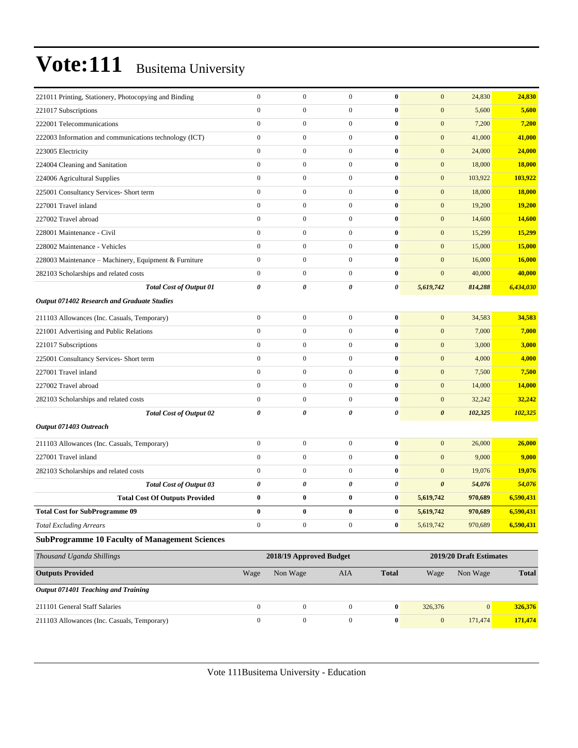| | | | | | | | |
|---|---|---|---|---|---|---|---|
| 221011 Printing, Stationery, Photocopying and Binding | 0 | 0 | 0 | **0** | 0 | 24,830 | **24,830** |
| 221017 Subscriptions | 0 | 0 | 0 | **0** | 0 | 5,600 | **5,600** |
| 222001 Telecommunications | 0 | 0 | 0 | **0** | 0 | 7,200 | **7,200** |
| 222003 Information and communications technology (ICT) | 0 | 0 | 0 | **0** | 0 | 41,000 | **41,000** |
| 223005 Electricity | 0 | 0 | 0 | **0** | 0 | 24,000 | **24,000** |
| 224004 Cleaning and Sanitation | 0 | 0 | 0 | **0** | 0 | 18,000 | **18,000** |
| 224006 Agricultural Supplies | 0 | 0 | 0 | **0** | 0 | 103,922 | **103,922** |
| 225001 Consultancy Services- Short term | 0 | 0 | 0 | **0** | 0 | 18,000 | **18,000** |
| 227001 Travel inland | 0 | 0 | 0 | **0** | 0 | 19,200 | **19,200** |
| 227002 Travel abroad | 0 | 0 | 0 | **0** | 0 | 14,600 | **14,600** |
| 228001 Maintenance - Civil | 0 | 0 | 0 | **0** | 0 | 15,299 | **15,299** |
| 228002 Maintenance - Vehicles | 0 | 0 | 0 | **0** | 0 | 15,000 | **15,000** |
| 228003 Maintenance – Machinery, Equipment & Furniture | 0 | 0 | 0 | **0** | 0 | 16,000 | **16,000** |
| 282103 Scholarships and related costs | 0 | 0 | 0 | **0** | 0 | 40,000 | **40,000** |
| ***Total Cost of Output 01*** | ***0*** | ***0*** | ***0*** | ***0*** | ***5,619,742*** | ***814,288*** | ***6,434,030*** |
| ***Output 071402 Research and Graduate Studies*** | | | | | | | |
| 211103 Allowances (Inc. Casuals, Temporary) | 0 | 0 | 0 | **0** | 0 | 34,583 | **34,583** |
| 221001 Advertising and Public Relations | 0 | 0 | 0 | **0** | 0 | 7,000 | **7,000** |
| 221017 Subscriptions | 0 | 0 | 0 | **0** | 0 | 3,000 | **3,000** |
| 225001 Consultancy Services- Short term | 0 | 0 | 0 | **0** | 0 | 4,000 | **4,000** |
| 227001 Travel inland | 0 | 0 | 0 | **0** | 0 | 7,500 | **7,500** |
| 227002 Travel abroad | 0 | 0 | 0 | **0** | 0 | 14,000 | **14,000** |
| 282103 Scholarships and related costs | 0 | 0 | 0 | **0** | 0 | 32,242 | **32,242** |
| ***Total Cost of Output 02*** | ***0*** | ***0*** | ***0*** | ***0*** | ***0*** | ***102,325*** | ***102,325*** |
| ***Output 071403 Outreach*** | | | | | | | |
| 211103 Allowances (Inc. Casuals, Temporary) | 0 | 0 | 0 | **0** | 0 | 26,000 | **26,000** |
| 227001 Travel inland | 0 | 0 | 0 | **0** | 0 | 9,000 | **9,000** |
| 282103 Scholarships and related costs | 0 | 0 | 0 | **0** | 0 | 19,076 | **19,076** |
| ***Total Cost of Output 03*** | ***0*** | ***0*** | ***0*** | ***0*** | ***0*** | ***54,076*** | ***54,076*** |
| **Total Cost Of Outputs Provided** | **0** | **0** | **0** | **0** | **5,619,742** | **970,689** | **6,590,431** |
| **Total Cost for SubProgramme 09** | **0** | **0** | **0** | **0** | **5,619,742** | **970,689** | **6,590,431** |
| *Total Excluding Arrears* | 0 | 0 | 0 | **0** | 5,619,742 | 970,689 | **6,590,431** |

## SubProgramme 10 Faculty of Management Sciences

| *Thousand Uganda Shillings* | 2018/19 Approved Budget | | | | 2019/20 Draft Estimates | | |
|---|---|---|---|---|---|---|---|
| **Outputs Provided** | Wage | Non Wage | AIA | **Total** | Wage | Non Wage | **Total** |
| ***Output 071401 Teaching and Training*** | | | | | | | |
| 211101 General Staff Salaries | 0 | 0 | 0 | **0** | 326,376 | 0 | **326,376** |
| 211103 Allowances (Inc. Casuals, Temporary) | 0 | 0 | 0 | **0** | 0 | 171,474 | **171,474** |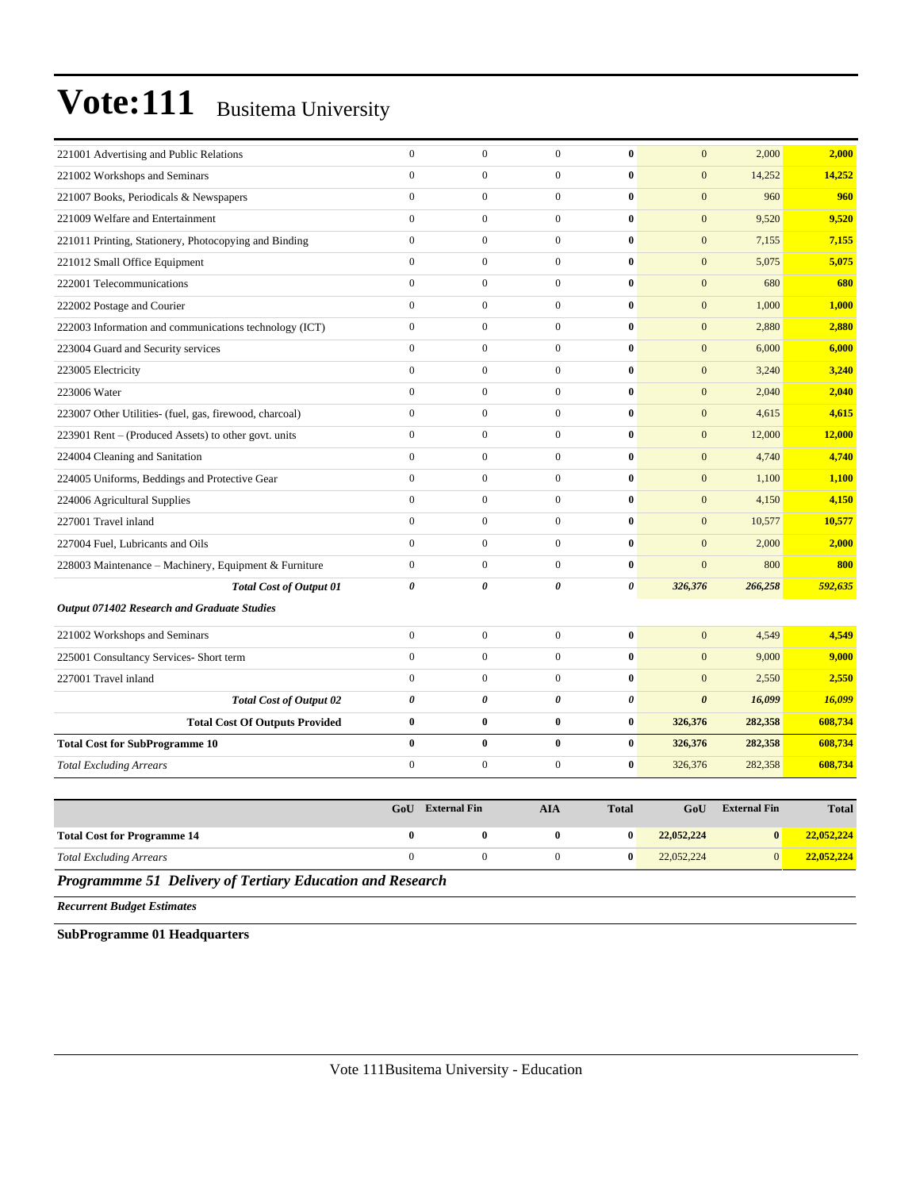# Vote:111 Busitema University

| | | | | | | | |
|---|---|---|---|---|---|---|---|
| 221001 Advertising and Public Relations | 0 | 0 | 0 | **0** | 0 | 2,000 | **2,000** |
| 221002 Workshops and Seminars | 0 | 0 | 0 | **0** | 0 | 14,252 | **14,252** |
| 221007 Books, Periodicals & Newspapers | 0 | 0 | 0 | **0** | 0 | 960 | **960** |
| 221009 Welfare and Entertainment | 0 | 0 | 0 | **0** | 0 | 9,520 | **9,520** |
| 221011 Printing, Stationery, Photocopying and Binding | 0 | 0 | 0 | **0** | 0 | 7,155 | **7,155** |
| 221012 Small Office Equipment | 0 | 0 | 0 | **0** | 0 | 5,075 | **5,075** |
| 222001 Telecommunications | 0 | 0 | 0 | **0** | 0 | 680 | **680** |
| 222002 Postage and Courier | 0 | 0 | 0 | **0** | 0 | 1,000 | **1,000** |
| 222003 Information and communications technology (ICT) | 0 | 0 | 0 | **0** | 0 | 2,880 | **2,880** |
| 223004 Guard and Security services | 0 | 0 | 0 | **0** | 0 | 6,000 | **6,000** |
| 223005 Electricity | 0 | 0 | 0 | **0** | 0 | 3,240 | **3,240** |
| 223006 Water | 0 | 0 | 0 | **0** | 0 | 2,040 | **2,040** |
| 223007 Other Utilities- (fuel, gas, firewood, charcoal) | 0 | 0 | 0 | **0** | 0 | 4,615 | **4,615** |
| 223901 Rent – (Produced Assets) to other govt. units | 0 | 0 | 0 | **0** | 0 | 12,000 | **12,000** |
| 224004 Cleaning and Sanitation | 0 | 0 | 0 | **0** | 0 | 4,740 | **4,740** |
| 224005 Uniforms, Beddings and Protective Gear | 0 | 0 | 0 | **0** | 0 | 1,100 | **1,100** |
| 224006 Agricultural Supplies | 0 | 0 | 0 | **0** | 0 | 4,150 | **4,150** |
| 227001 Travel inland | 0 | 0 | 0 | **0** | 0 | 10,577 | **10,577** |
| 227004 Fuel, Lubricants and Oils | 0 | 0 | 0 | **0** | 0 | 2,000 | **2,000** |
| 228003 Maintenance – Machinery, Equipment & Furniture | 0 | 0 | 0 | **0** | 0 | 800 | **800** |
| ***Total Cost of Output 01*** | ***0*** | ***0*** | ***0*** | ***0*** | ***326,376*** | ***266,258*** | ***592,635*** |
| ***Output 071402 Research and Graduate Studies*** | | | | | | | |
| 221002 Workshops and Seminars | 0 | 0 | 0 | **0** | 0 | 4,549 | **4,549** |
| 225001 Consultancy Services- Short term | 0 | 0 | 0 | **0** | 0 | 9,000 | **9,000** |
| 227001 Travel inland | 0 | 0 | 0 | **0** | 0 | 2,550 | **2,550** |
| ***Total Cost of Output 02*** | ***0*** | ***0*** | ***0*** | ***0*** | ***0*** | ***16,099*** | ***16,099*** |
| **Total Cost Of Outputs Provided** | **0** | **0** | **0** | **0** | **326,376** | **282,358** | **608,734** |
| **Total Cost for SubProgramme 10** | **0** | **0** | **0** | **0** | **326,376** | **282,358** | **608,734** |
| *Total Excluding Arrears* | 0 | 0 | 0 | **0** | 326,376 | 282,358 | **608,734** |

| | GoU | External Fin | AIA | Total | GoU | External Fin | Total |
|---|---|---|---|---|---|---|---|
| **Total Cost for Programme 14** | **0** | **0** | **0** | **0** | **22,052,224** | **0** | **22,052,224** |
| *Total Excluding Arrears* | 0 | 0 | 0 | **0** | 22,052,224 | 0 | **22,052,224** |

***Programmme 51 Delivery of Tertiary Education and Research***

***Recurrent Budget Estimates***

**SubProgramme 01 Headquarters**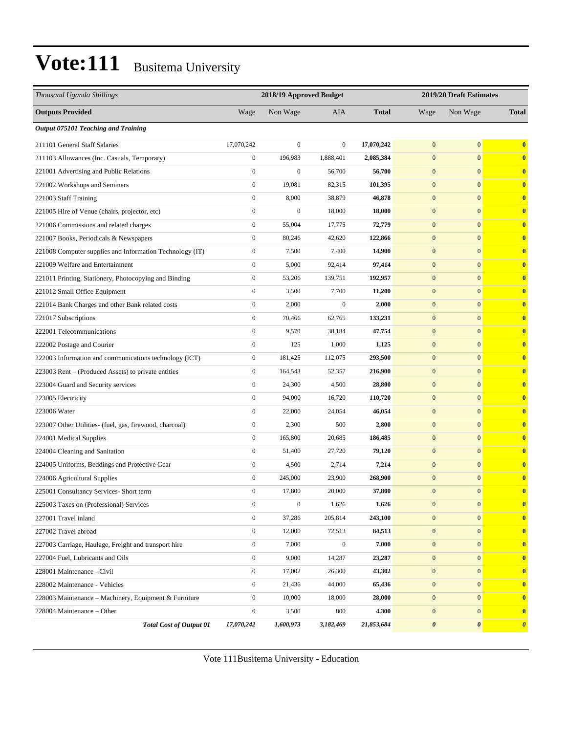# Vote:111 Busitema University

| Thousand Uganda Shillings | 2018/19 Approved Budget | | | | 2019/20 Draft Estimates | | |
|---|---|---|---|---|---|---|---|
| **Outputs Provided** | Wage | Non Wage | AIA | **Total** | Wage | Non Wage | **Total** |
| ***Output 075101 Teaching and Training*** | | | | | | | |
| 211101 General Staff Salaries | 17,070,242 | 0 | 0 | **17,070,242** | 0 | 0 | **0** |
| 211103 Allowances (Inc. Casuals, Temporary) | 0 | 196,983 | 1,888,401 | **2,085,384** | 0 | 0 | **0** |
| 221001 Advertising and Public Relations | 0 | 0 | 56,700 | **56,700** | 0 | 0 | **0** |
| 221002 Workshops and Seminars | 0 | 19,081 | 82,315 | **101,395** | 0 | 0 | **0** |
| 221003 Staff Training | 0 | 8,000 | 38,879 | **46,878** | 0 | 0 | **0** |
| 221005 Hire of Venue (chairs, projector, etc) | 0 | 0 | 18,000 | **18,000** | 0 | 0 | **0** |
| 221006 Commissions and related charges | 0 | 55,004 | 17,775 | **72,779** | 0 | 0 | **0** |
| 221007 Books, Periodicals & Newspapers | 0 | 80,246 | 42,620 | **122,866** | 0 | 0 | **0** |
| 221008 Computer supplies and Information Technology (IT) | 0 | 7,500 | 7,400 | **14,900** | 0 | 0 | **0** |
| 221009 Welfare and Entertainment | 0 | 5,000 | 92,414 | **97,414** | 0 | 0 | **0** |
| 221011 Printing, Stationery, Photocopying and Binding | 0 | 53,206 | 139,751 | **192,957** | 0 | 0 | **0** |
| 221012 Small Office Equipment | 0 | 3,500 | 7,700 | **11,200** | 0 | 0 | **0** |
| 221014 Bank Charges and other Bank related costs | 0 | 2,000 | 0 | **2,000** | 0 | 0 | **0** |
| 221017 Subscriptions | 0 | 70,466 | 62,765 | **133,231** | 0 | 0 | **0** |
| 222001 Telecommunications | 0 | 9,570 | 38,184 | **47,754** | 0 | 0 | **0** |
| 222002 Postage and Courier | 0 | 125 | 1,000 | **1,125** | 0 | 0 | **0** |
| 222003 Information and communications technology (ICT) | 0 | 181,425 | 112,075 | **293,500** | 0 | 0 | **0** |
| 223003 Rent – (Produced Assets) to private entities | 0 | 164,543 | 52,357 | **216,900** | 0 | 0 | **0** |
| 223004 Guard and Security services | 0 | 24,300 | 4,500 | **28,800** | 0 | 0 | **0** |
| 223005 Electricity | 0 | 94,000 | 16,720 | **110,720** | 0 | 0 | **0** |
| 223006 Water | 0 | 22,000 | 24,054 | **46,054** | 0 | 0 | **0** |
| 223007 Other Utilities- (fuel, gas, firewood, charcoal) | 0 | 2,300 | 500 | **2,800** | 0 | 0 | **0** |
| 224001 Medical Supplies | 0 | 165,800 | 20,685 | **186,485** | 0 | 0 | **0** |
| 224004 Cleaning and Sanitation | 0 | 51,400 | 27,720 | **79,120** | 0 | 0 | **0** |
| 224005 Uniforms, Beddings and Protective Gear | 0 | 4,500 | 2,714 | **7,214** | 0 | 0 | **0** |
| 224006 Agricultural Supplies | 0 | 245,000 | 23,900 | **268,900** | 0 | 0 | **0** |
| 225001 Consultancy Services- Short term | 0 | 17,800 | 20,000 | **37,800** | 0 | 0 | **0** |
| 225003 Taxes on (Professional) Services | 0 | 0 | 1,626 | **1,626** | 0 | 0 | **0** |
| 227001 Travel inland | 0 | 37,286 | 205,814 | **243,100** | 0 | 0 | **0** |
| 227002 Travel abroad | 0 | 12,000 | 72,513 | **84,513** | 0 | 0 | **0** |
| 227003 Carriage, Haulage, Freight and transport hire | 0 | 7,000 | 0 | **7,000** | 0 | 0 | **0** |
| 227004 Fuel, Lubricants and Oils | 0 | 9,000 | 14,287 | **23,287** | 0 | 0 | **0** |
| 228001 Maintenance - Civil | 0 | 17,002 | 26,300 | **43,302** | 0 | 0 | **0** |
| 228002 Maintenance - Vehicles | 0 | 21,436 | 44,000 | **65,436** | 0 | 0 | **0** |
| 228003 Maintenance – Machinery, Equipment & Furniture | 0 | 10,000 | 18,000 | **28,000** | 0 | 0 | **0** |
| 228004 Maintenance – Other | 0 | 3,500 | 800 | **4,300** | 0 | 0 | **0** |
| ***Total Cost of Output 01*** | ***17,070,242*** | ***1,600,973*** | ***3,182,469*** | ***21,853,684*** | ***0*** | ***0*** | ***0*** |

Vote 111Busitema University - Education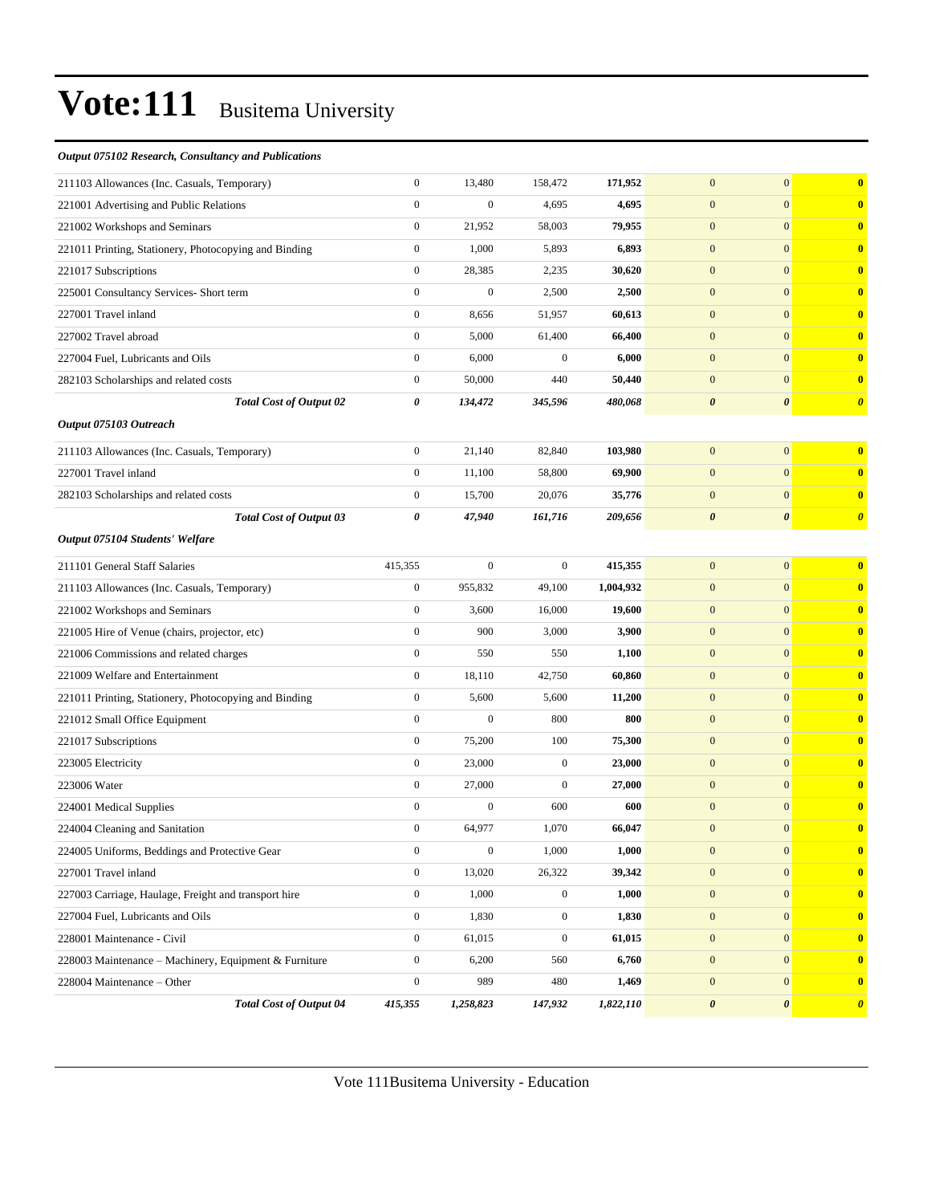# Vote:111 Busitema University

***Output 075102 Research, Consultancy and Publications***

| | | | | | | | |
|---|---|---|---|---|---|---|---|
| 211103 Allowances (Inc. Casuals, Temporary) | 0 | 13,480 | 158,472 | **171,952** | 0 | 0 | **0** |
| 221001 Advertising and Public Relations | 0 | 0 | 4,695 | **4,695** | 0 | 0 | **0** |
| 221002 Workshops and Seminars | 0 | 21,952 | 58,003 | **79,955** | 0 | 0 | **0** |
| 221011 Printing, Stationery, Photocopying and Binding | 0 | 1,000 | 5,893 | **6,893** | 0 | 0 | **0** |
| 221017 Subscriptions | 0 | 28,385 | 2,235 | **30,620** | 0 | 0 | **0** |
| 225001 Consultancy Services- Short term | 0 | 0 | 2,500 | **2,500** | 0 | 0 | **0** |
| 227001 Travel inland | 0 | 8,656 | 51,957 | **60,613** | 0 | 0 | **0** |
| 227002 Travel abroad | 0 | 5,000 | 61,400 | **66,400** | 0 | 0 | **0** |
| 227004 Fuel, Lubricants and Oils | 0 | 6,000 | 0 | **6,000** | 0 | 0 | **0** |
| 282103 Scholarships and related costs | 0 | 50,000 | 440 | **50,440** | 0 | 0 | **0** |
| ***Total Cost of Output 02*** | ***0*** | ***134,472*** | ***345,596*** | ***480,068*** | ***0*** | ***0*** | ***0*** |

***Output 075103 Outreach***

| | | | | | | | |
|---|---|---|---|---|---|---|---|
| 211103 Allowances (Inc. Casuals, Temporary) | 0 | 21,140 | 82,840 | **103,980** | 0 | 0 | **0** |
| 227001 Travel inland | 0 | 11,100 | 58,800 | **69,900** | 0 | 0 | **0** |
| 282103 Scholarships and related costs | 0 | 15,700 | 20,076 | **35,776** | 0 | 0 | **0** |
| ***Total Cost of Output 03*** | ***0*** | ***47,940*** | ***161,716*** | ***209,656*** | ***0*** | ***0*** | ***0*** |

***Output 075104 Students' Welfare***

| | | | | | | | |
|---|---|---|---|---|---|---|---|
| 211101 General Staff Salaries | 415,355 | 0 | 0 | **415,355** | 0 | 0 | **0** |
| 211103 Allowances (Inc. Casuals, Temporary) | 0 | 955,832 | 49,100 | **1,004,932** | 0 | 0 | **0** |
| 221002 Workshops and Seminars | 0 | 3,600 | 16,000 | **19,600** | 0 | 0 | **0** |
| 221005 Hire of Venue (chairs, projector, etc) | 0 | 900 | 3,000 | **3,900** | 0 | 0 | **0** |
| 221006 Commissions and related charges | 0 | 550 | 550 | **1,100** | 0 | 0 | **0** |
| 221009 Welfare and Entertainment | 0 | 18,110 | 42,750 | **60,860** | 0 | 0 | **0** |
| 221011 Printing, Stationery, Photocopying and Binding | 0 | 5,600 | 5,600 | **11,200** | 0 | 0 | **0** |
| 221012 Small Office Equipment | 0 | 0 | 800 | **800** | 0 | 0 | **0** |
| 221017 Subscriptions | 0 | 75,200 | 100 | **75,300** | 0 | 0 | **0** |
| 223005 Electricity | 0 | 23,000 | 0 | **23,000** | 0 | 0 | **0** |
| 223006 Water | 0 | 27,000 | 0 | **27,000** | 0 | 0 | **0** |
| 224001 Medical Supplies | 0 | 0 | 600 | **600** | 0 | 0 | **0** |
| 224004 Cleaning and Sanitation | 0 | 64,977 | 1,070 | **66,047** | 0 | 0 | **0** |
| 224005 Uniforms, Beddings and Protective Gear | 0 | 0 | 1,000 | **1,000** | 0 | 0 | **0** |
| 227001 Travel inland | 0 | 13,020 | 26,322 | **39,342** | 0 | 0 | **0** |
| 227003 Carriage, Haulage, Freight and transport hire | 0 | 1,000 | 0 | **1,000** | 0 | 0 | **0** |
| 227004 Fuel, Lubricants and Oils | 0 | 1,830 | 0 | **1,830** | 0 | 0 | **0** |
| 228001 Maintenance - Civil | 0 | 61,015 | 0 | **61,015** | 0 | 0 | **0** |
| 228003 Maintenance – Machinery, Equipment & Furniture | 0 | 6,200 | 560 | **6,760** | 0 | 0 | **0** |
| 228004 Maintenance – Other | 0 | 989 | 480 | **1,469** | 0 | 0 | **0** |
| ***Total Cost of Output 04*** | ***415,355*** | ***1,258,823*** | ***147,932*** | ***1,822,110*** | ***0*** | ***0*** | ***0*** |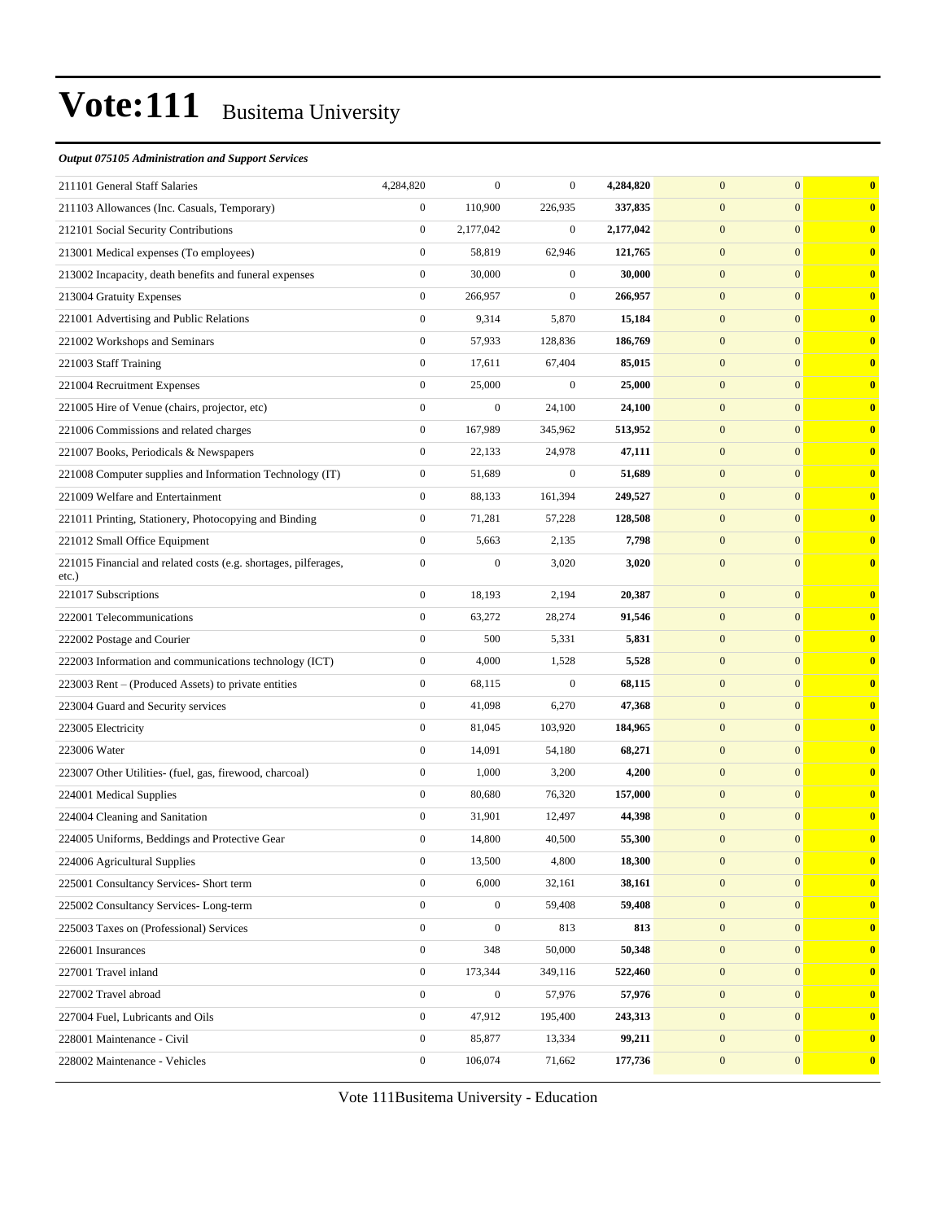# Vote:111 Busitema University

*Output 075105 Administration and Support Services*

| | | | | | | | |
|---|---|---|---|---|---|---|---|
| 211101 General Staff Salaries | 4,284,820 | 0 | 0 | **4,284,820** | 0 | 0 | **0** |
| 211103 Allowances (Inc. Casuals, Temporary) | 0 | 110,900 | 226,935 | **337,835** | 0 | 0 | **0** |
| 212101 Social Security Contributions | 0 | 2,177,042 | 0 | **2,177,042** | 0 | 0 | **0** |
| 213001 Medical expenses (To employees) | 0 | 58,819 | 62,946 | **121,765** | 0 | 0 | **0** |
| 213002 Incapacity, death benefits and funeral expenses | 0 | 30,000 | 0 | **30,000** | 0 | 0 | **0** |
| 213004 Gratuity Expenses | 0 | 266,957 | 0 | **266,957** | 0 | 0 | **0** |
| 221001 Advertising and Public Relations | 0 | 9,314 | 5,870 | **15,184** | 0 | 0 | **0** |
| 221002 Workshops and Seminars | 0 | 57,933 | 128,836 | **186,769** | 0 | 0 | **0** |
| 221003 Staff Training | 0 | 17,611 | 67,404 | **85,015** | 0 | 0 | **0** |
| 221004 Recruitment Expenses | 0 | 25,000 | 0 | **25,000** | 0 | 0 | **0** |
| 221005 Hire of Venue (chairs, projector, etc) | 0 | 0 | 24,100 | **24,100** | 0 | 0 | **0** |
| 221006 Commissions and related charges | 0 | 167,989 | 345,962 | **513,952** | 0 | 0 | **0** |
| 221007 Books, Periodicals & Newspapers | 0 | 22,133 | 24,978 | **47,111** | 0 | 0 | **0** |
| 221008 Computer supplies and Information Technology (IT) | 0 | 51,689 | 0 | **51,689** | 0 | 0 | **0** |
| 221009 Welfare and Entertainment | 0 | 88,133 | 161,394 | **249,527** | 0 | 0 | **0** |
| 221011 Printing, Stationery, Photocopying and Binding | 0 | 71,281 | 57,228 | **128,508** | 0 | 0 | **0** |
| 221012 Small Office Equipment | 0 | 5,663 | 2,135 | **7,798** | 0 | 0 | **0** |
| 221015 Financial and related costs (e.g. shortages, pilferages, etc.) | 0 | 0 | 3,020 | **3,020** | 0 | 0 | **0** |
| 221017 Subscriptions | 0 | 18,193 | 2,194 | **20,387** | 0 | 0 | **0** |
| 222001 Telecommunications | 0 | 63,272 | 28,274 | **91,546** | 0 | 0 | **0** |
| 222002 Postage and Courier | 0 | 500 | 5,331 | **5,831** | 0 | 0 | **0** |
| 222003 Information and communications technology (ICT) | 0 | 4,000 | 1,528 | **5,528** | 0 | 0 | **0** |
| 223003 Rent – (Produced Assets) to private entities | 0 | 68,115 | 0 | **68,115** | 0 | 0 | **0** |
| 223004 Guard and Security services | 0 | 41,098 | 6,270 | **47,368** | 0 | 0 | **0** |
| 223005 Electricity | 0 | 81,045 | 103,920 | **184,965** | 0 | 0 | **0** |
| 223006 Water | 0 | 14,091 | 54,180 | **68,271** | 0 | 0 | **0** |
| 223007 Other Utilities- (fuel, gas, firewood, charcoal) | 0 | 1,000 | 3,200 | **4,200** | 0 | 0 | **0** |
| 224001 Medical Supplies | 0 | 80,680 | 76,320 | **157,000** | 0 | 0 | **0** |
| 224004 Cleaning and Sanitation | 0 | 31,901 | 12,497 | **44,398** | 0 | 0 | **0** |
| 224005 Uniforms, Beddings and Protective Gear | 0 | 14,800 | 40,500 | **55,300** | 0 | 0 | **0** |
| 224006 Agricultural Supplies | 0 | 13,500 | 4,800 | **18,300** | 0 | 0 | **0** |
| 225001 Consultancy Services- Short term | 0 | 6,000 | 32,161 | **38,161** | 0 | 0 | **0** |
| 225002 Consultancy Services- Long-term | 0 | 0 | 59,408 | **59,408** | 0 | 0 | **0** |
| 225003 Taxes on (Professional) Services | 0 | 0 | 813 | **813** | 0 | 0 | **0** |
| 226001 Insurances | 0 | 348 | 50,000 | **50,348** | 0 | 0 | **0** |
| 227001 Travel inland | 0 | 173,344 | 349,116 | **522,460** | 0 | 0 | **0** |
| 227002 Travel abroad | 0 | 0 | 57,976 | **57,976** | 0 | 0 | **0** |
| 227004 Fuel, Lubricants and Oils | 0 | 47,912 | 195,400 | **243,313** | 0 | 0 | **0** |
| 228001 Maintenance - Civil | 0 | 85,877 | 13,334 | **99,211** | 0 | 0 | **0** |
| 228002 Maintenance - Vehicles | 0 | 106,074 | 71,662 | **177,736** | 0 | 0 | **0** |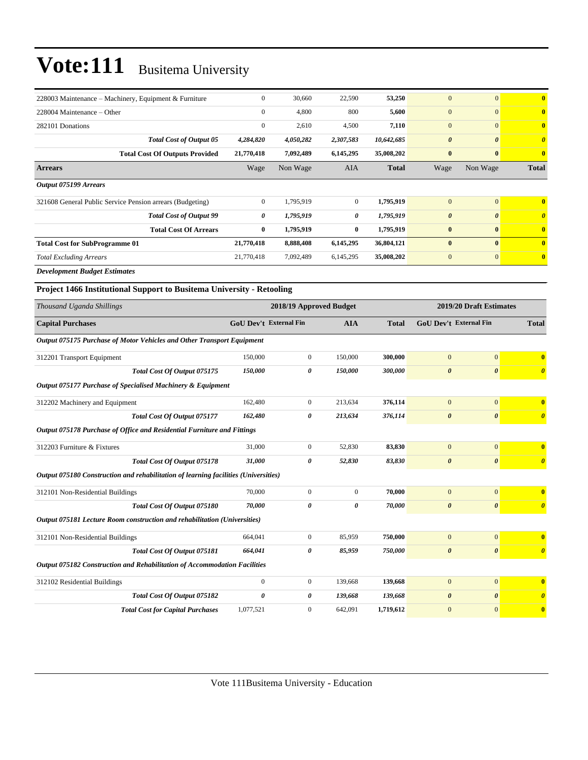# Vote:111 Busitema University

| | | | | | | | |
|---|---|---|---|---|---|---|---|
| 228003 Maintenance – Machinery, Equipment & Furniture | 0 | 30,660 | 22,590 | **53,250** | 0 | 0 | **0** |
| 228004 Maintenance – Other | 0 | 4,800 | 800 | **5,600** | 0 | 0 | **0** |
| 282101 Donations | 0 | 2,610 | 4,500 | **7,110** | 0 | 0 | **0** |
| ***Total Cost of Output 05*** | ***4,284,820*** | ***4,050,282*** | ***2,307,583*** | ***10,642,685*** | ***0*** | ***0*** | ***0*** |
| **Total Cost Of Outputs Provided** | **21,770,418** | **7,092,489** | **6,145,295** | **35,008,202** | **0** | **0** | **0** |
| **Arrears** | Wage | Non Wage | AIA | **Total** | Wage | Non Wage | **Total** |
| ***Output 075199 Arrears*** | | | | | | | |
| 321608 General Public Service Pension arrears (Budgeting) | 0 | 1,795,919 | 0 | **1,795,919** | 0 | 0 | **0** |
| ***Total Cost of Output 99*** | ***0*** | ***1,795,919*** | ***0*** | ***1,795,919*** | ***0*** | ***0*** | ***0*** |
| **Total Cost Of Arrears** | **0** | **1,795,919** | **0** | **1,795,919** | **0** | **0** | **0** |
| **Total Cost for SubProgramme 01** | **21,770,418** | **8,888,408** | **6,145,295** | **36,804,121** | **0** | **0** | **0** |
| *Total Excluding Arrears* | 21,770,418 | 7,092,489 | 6,145,295 | **35,008,202** | 0 | 0 | **0** |

***Development Budget Estimates***

### Project 1466 Institutional Support to Busitema University - Retooling

| *Thousand Uganda Shillings* | 2018/19 Approved Budget | | | | 2019/20 Draft Estimates | | |
|---|---|---|---|---|---|---|---|
| **Capital Purchases** | **GoU Dev't** | **External Fin** | **AIA** | **Total** | **GoU Dev't** | **External Fin** | **Total** |
| ***Output 075175 Purchase of Motor Vehicles and Other Transport Equipment*** | | | | | | | |
| 312201 Transport Equipment | 150,000 | 0 | 150,000 | **300,000** | 0 | 0 | **0** |
| ***Total Cost Of Output 075175*** | ***150,000*** | ***0*** | ***150,000*** | ***300,000*** | ***0*** | ***0*** | ***0*** |
| ***Output 075177 Purchase of Specialised Machinery & Equipment*** | | | | | | | |
| 312202 Machinery and Equipment | 162,480 | 0 | 213,634 | **376,114** | 0 | 0 | **0** |
| ***Total Cost Of Output 075177*** | ***162,480*** | ***0*** | ***213,634*** | ***376,114*** | ***0*** | ***0*** | ***0*** |
| ***Output 075178 Purchase of Office and Residential Furniture and Fittings*** | | | | | | | |
| 312203 Furniture & Fixtures | 31,000 | 0 | 52,830 | **83,830** | 0 | 0 | **0** |
| ***Total Cost Of Output 075178*** | ***31,000*** | ***0*** | ***52,830*** | ***83,830*** | ***0*** | ***0*** | ***0*** |
| ***Output 075180 Construction and rehabilitation of learning facilities (Universities)*** | | | | | | | |
| 312101 Non-Residential Buildings | 70,000 | 0 | 0 | **70,000** | 0 | 0 | **0** |
| ***Total Cost Of Output 075180*** | ***70,000*** | ***0*** | ***0*** | ***70,000*** | ***0*** | ***0*** | ***0*** |
| ***Output 075181 Lecture Room construction and rehabilitation (Universities)*** | | | | | | | |
| 312101 Non-Residential Buildings | 664,041 | 0 | 85,959 | **750,000** | 0 | 0 | **0** |
| ***Total Cost Of Output 075181*** | ***664,041*** | ***0*** | ***85,959*** | ***750,000*** | ***0*** | ***0*** | ***0*** |
| ***Output 075182 Construction and Rehabilitation of Accommodation Facilities*** | | | | | | | |
| 312102 Residential Buildings | 0 | 0 | 139,668 | **139,668** | 0 | 0 | **0** |
| ***Total Cost Of Output 075182*** | ***0*** | ***0*** | ***139,668*** | ***139,668*** | ***0*** | ***0*** | ***0*** |
| ***Total Cost for Capital Purchases*** | 1,077,521 | 0 | 642,091 | **1,719,612** | 0 | 0 | **0** |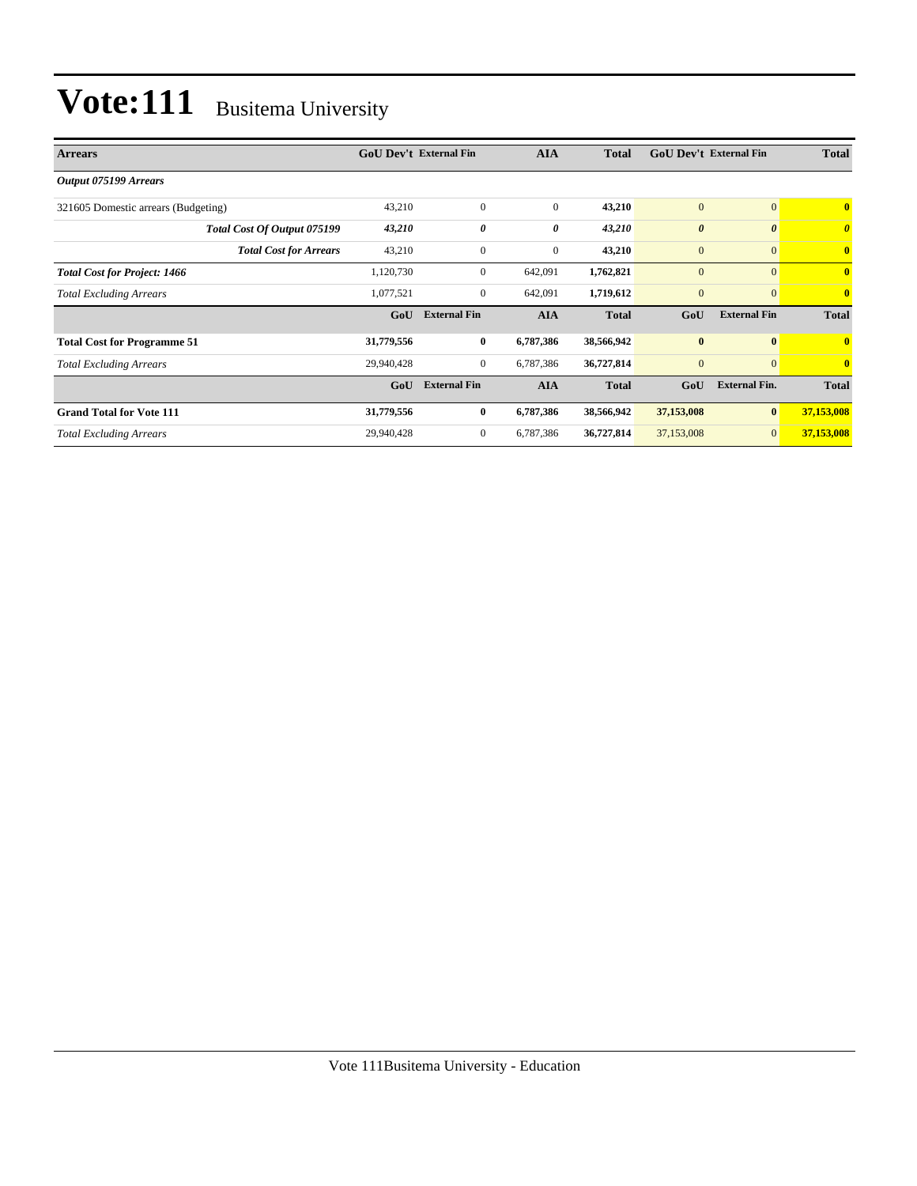# Vote:111 Busitema University

| Arrears | GoU Dev't | External Fin | AIA | Total | GoU Dev't | External Fin | Total |
|---|---|---|---|---|---|---|---|
| ***Output 075199 Arrears*** | | | | | | | |
| 321605 Domestic arrears (Budgeting) | 43,210 | 0 | 0 | **43,210** | 0 | 0 | **0** |
| ***Total Cost Of Output 075199*** | ***43,210*** | ***0*** | ***0*** | ***43,210*** | ***0*** | ***0*** | ***0*** |
| ***Total Cost for Arrears*** | 43,210 | 0 | 0 | **43,210** | 0 | 0 | **0** |
| ***Total Cost for Project: 1466*** | 1,120,730 | 0 | 642,091 | **1,762,821** | 0 | 0 | **0** |
| *Total Excluding Arrears* | 1,077,521 | 0 | 642,091 | **1,719,612** | 0 | 0 | **0** |
| | **GoU** | **External Fin** | **AIA** | **Total** | **GoU** | **External Fin** | **Total** |
| **Total Cost for Programme 51** | **31,779,556** | **0** | **6,787,386** | **38,566,942** | **0** | **0** | **0** |
| *Total Excluding Arrears* | 29,940,428 | 0 | 6,787,386 | **36,727,814** | 0 | 0 | **0** |
| | **GoU** | **External Fin** | **AIA** | **Total** | **GoU** | **External Fin.** | **Total** |
| **Grand Total for Vote 111** | **31,779,556** | **0** | **6,787,386** | **38,566,942** | **37,153,008** | **0** | **37,153,008** |
| *Total Excluding Arrears* | 29,940,428 | 0 | 6,787,386 | **36,727,814** | 37,153,008 | 0 | **37,153,008** |